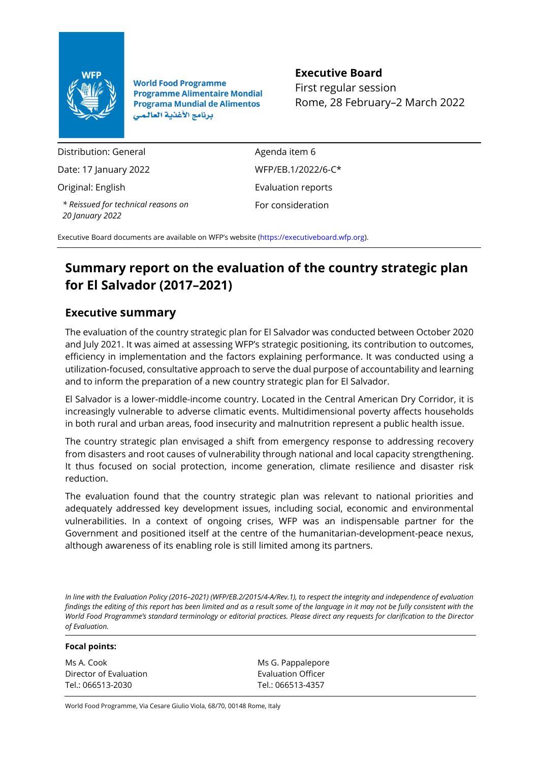World Food Programme
Programme Alimentaire Mondial
Programa Mundial de Alimentos
برنامج الأغذية العالمي

**Executive Board**
First regular session
Rome, 28 February–2 March 2022

| | |
|---|---|
| Distribution: General | Agenda item 6 |
| Date: 17 January 2022 | WFP/EB.1/2022/6-C* |
| Original: English | Evaluation reports |
| *\* Reissued for technical reasons on 20 January 2022* | For consideration |

Executive Board documents are available on WFP's website (https://executiveboard.wfp.org).

# Summary report on the evaluation of the country strategic plan for El Salvador (2017–2021)

## Executive summary

The evaluation of the country strategic plan for El Salvador was conducted between October 2020 and July 2021. It was aimed at assessing WFP's strategic positioning, its contribution to outcomes, efficiency in implementation and the factors explaining performance. It was conducted using a utilization-focused, consultative approach to serve the dual purpose of accountability and learning and to inform the preparation of a new country strategic plan for El Salvador.

El Salvador is a lower-middle-income country. Located in the Central American Dry Corridor, it is increasingly vulnerable to adverse climatic events. Multidimensional poverty affects households in both rural and urban areas, food insecurity and malnutrition represent a public health issue.

The country strategic plan envisaged a shift from emergency response to addressing recovery from disasters and root causes of vulnerability through national and local capacity strengthening. It thus focused on social protection, income generation, climate resilience and disaster risk reduction.

The evaluation found that the country strategic plan was relevant to national priorities and adequately addressed key development issues, including social, economic and environmental vulnerabilities. In a context of ongoing crises, WFP was an indispensable partner for the Government and positioned itself at the centre of the humanitarian-development-peace nexus, although awareness of its enabling role is still limited among its partners.

*In line with the Evaluation Policy (2016–2021) (WFP/EB.2/2015/4-A/Rev.1), to respect the integrity and independence of evaluation findings the editing of this report has been limited and as a result some of the language in it may not be fully consistent with the World Food Programme's standard terminology or editorial practices. Please direct any requests for clarification to the Director of Evaluation.*

**Focal points:**

| | |
|---|---|
| Ms A. Cook | Ms G. Pappalepore |
| Director of Evaluation | Evaluation Officer |
| Tel.: 066513-2030 | Tel.: 066513-4357 |

World Food Programme, Via Cesare Giulio Viola, 68/70, 00148 Rome, Italy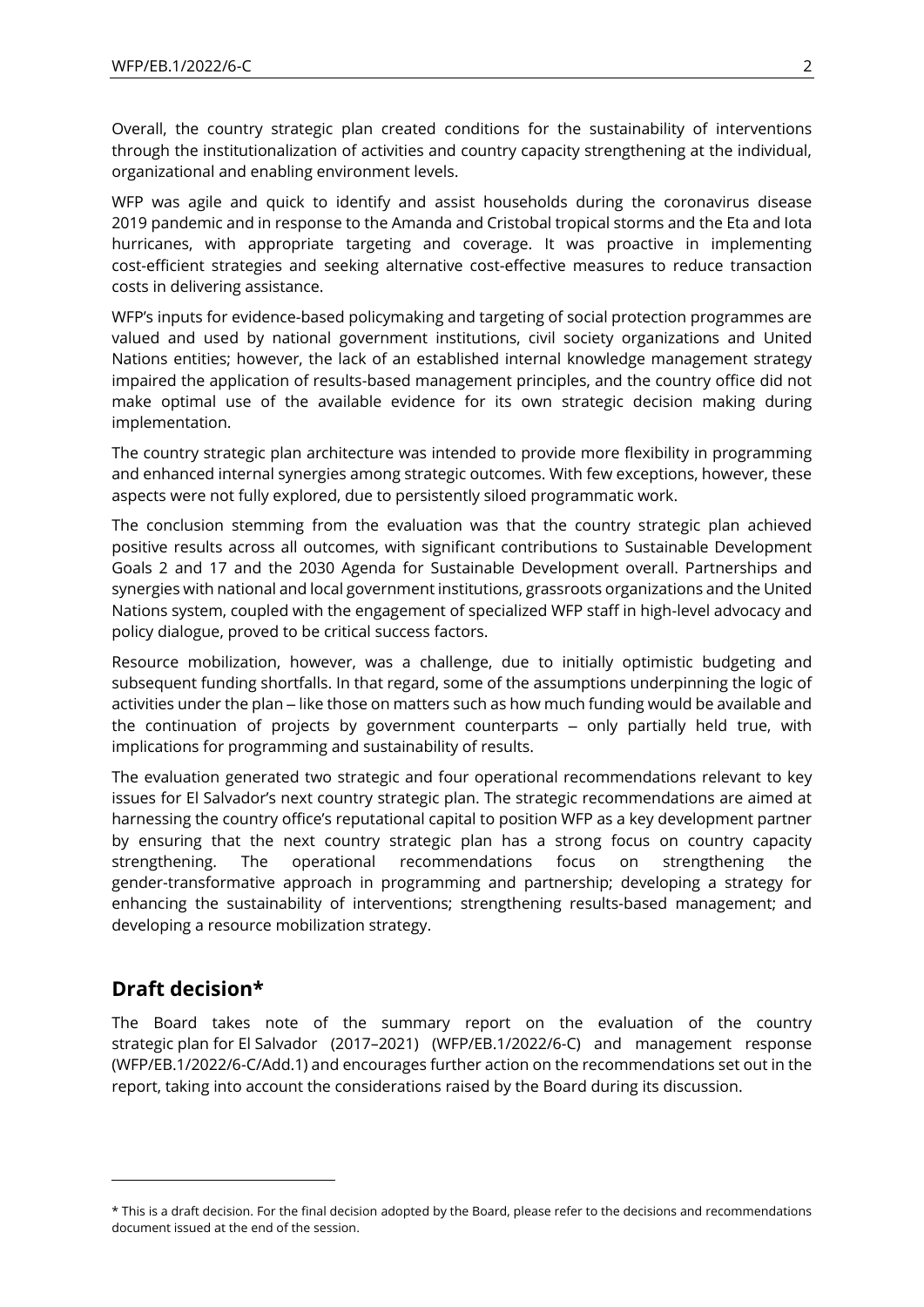Overall, the country strategic plan created conditions for the sustainability of interventions through the institutionalization of activities and country capacity strengthening at the individual, organizational and enabling environment levels.

WFP was agile and quick to identify and assist households during the coronavirus disease 2019 pandemic and in response to the Amanda and Cristobal tropical storms and the Eta and Iota hurricanes, with appropriate targeting and coverage. It was proactive in implementing cost-efficient strategies and seeking alternative cost-effective measures to reduce transaction costs in delivering assistance.

WFP's inputs for evidence-based policymaking and targeting of social protection programmes are valued and used by national government institutions, civil society organizations and United Nations entities; however, the lack of an established internal knowledge management strategy impaired the application of results-based management principles, and the country office did not make optimal use of the available evidence for its own strategic decision making during implementation.

The country strategic plan architecture was intended to provide more flexibility in programming and enhanced internal synergies among strategic outcomes. With few exceptions, however, these aspects were not fully explored, due to persistently siloed programmatic work.

The conclusion stemming from the evaluation was that the country strategic plan achieved positive results across all outcomes, with significant contributions to Sustainable Development Goals 2 and 17 and the 2030 Agenda for Sustainable Development overall. Partnerships and synergies with national and local government institutions, grassroots organizations and the United Nations system, coupled with the engagement of specialized WFP staff in high-level advocacy and policy dialogue, proved to be critical success factors.

Resource mobilization, however, was a challenge, due to initially optimistic budgeting and subsequent funding shortfalls. In that regard, some of the assumptions underpinning the logic of activities under the plan – like those on matters such as how much funding would be available and the continuation of projects by government counterparts – only partially held true, with implications for programming and sustainability of results.

The evaluation generated two strategic and four operational recommendations relevant to key issues for El Salvador's next country strategic plan. The strategic recommendations are aimed at harnessing the country office's reputational capital to position WFP as a key development partner by ensuring that the next country strategic plan has a strong focus on country capacity strengthening. The operational recommendations focus on strengthening the gender-transformative approach in programming and partnership; developing a strategy for enhancing the sustainability of interventions; strengthening results-based management; and developing a resource mobilization strategy.

## Draft decision*

The Board takes note of the summary report on the evaluation of the country strategic plan for El Salvador (2017–2021) (WFP/EB.1/2022/6-C) and management response (WFP/EB.1/2022/6-C/Add.1) and encourages further action on the recommendations set out in the report, taking into account the considerations raised by the Board during its discussion.

---

* This is a draft decision. For the final decision adopted by the Board, please refer to the decisions and recommendations document issued at the end of the session.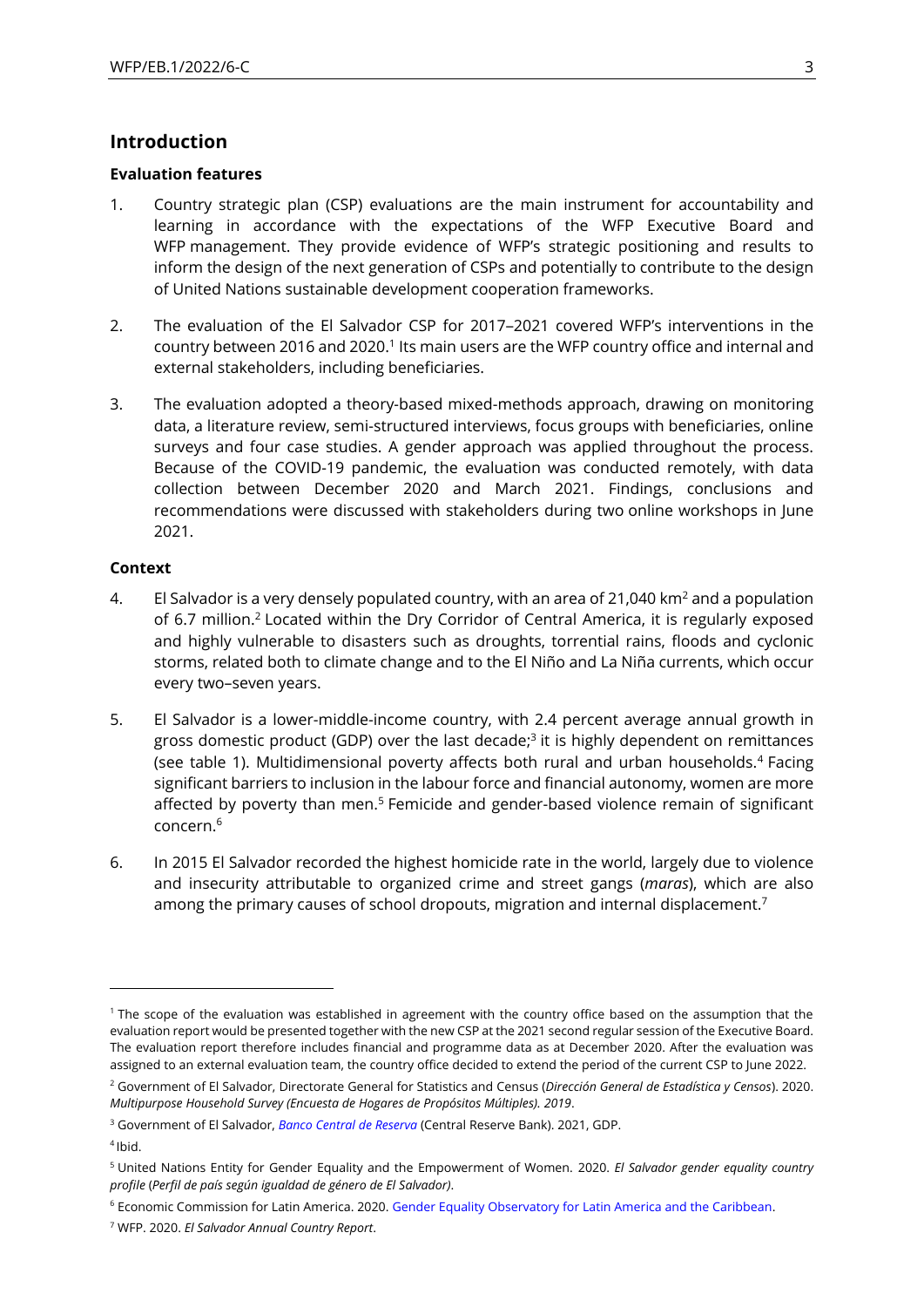## Introduction

### Evaluation features

1. Country strategic plan (CSP) evaluations are the main instrument for accountability and learning in accordance with the expectations of the WFP Executive Board and WFP management. They provide evidence of WFP's strategic positioning and results to inform the design of the next generation of CSPs and potentially to contribute to the design of United Nations sustainable development cooperation frameworks.

2. The evaluation of the El Salvador CSP for 2017–2021 covered WFP's interventions in the country between 2016 and 2020.[1] Its main users are the WFP country office and internal and external stakeholders, including beneficiaries.

3. The evaluation adopted a theory-based mixed-methods approach, drawing on monitoring data, a literature review, semi-structured interviews, focus groups with beneficiaries, online surveys and four case studies. A gender approach was applied throughout the process. Because of the COVID-19 pandemic, the evaluation was conducted remotely, with data collection between December 2020 and March 2021. Findings, conclusions and recommendations were discussed with stakeholders during two online workshops in June 2021.

### Context

4. El Salvador is a very densely populated country, with an area of 21,040 km$^2$ and a population of 6.7 million.[2] Located within the Dry Corridor of Central America, it is regularly exposed and highly vulnerable to disasters such as droughts, torrential rains, floods and cyclonic storms, related both to climate change and to the El Niño and La Niña currents, which occur every two–seven years.

5. El Salvador is a lower-middle-income country, with 2.4 percent average annual growth in gross domestic product (GDP) over the last decade;[3] it is highly dependent on remittances (see table 1). Multidimensional poverty affects both rural and urban households.[4] Facing significant barriers to inclusion in the labour force and financial autonomy, women are more affected by poverty than men.[5] Femicide and gender-based violence remain of significant concern.[6]

6. In 2015 El Salvador recorded the highest homicide rate in the world, largely due to violence and insecurity attributable to organized crime and street gangs (*maras*), which are also among the primary causes of school dropouts, migration and internal displacement.[7]

---

[1] The scope of the evaluation was established in agreement with the country office based on the assumption that the evaluation report would be presented together with the new CSP at the 2021 second regular session of the Executive Board. The evaluation report therefore includes financial and programme data as at December 2020. After the evaluation was assigned to an external evaluation team, the country office decided to extend the period of the current CSP to June 2022.

[2] Government of El Salvador, Directorate General for Statistics and Census (*Dirección General de Estadística y Censos*). 2020. *Multipurpose Household Survey (Encuesta de Hogares de Propósitos Múltiples). 2019*.

[3] Government of El Salvador, *Banco Central de Reserva* (Central Reserve Bank). 2021, GDP.

[4] Ibid.

[5] United Nations Entity for Gender Equality and the Empowerment of Women. 2020. *El Salvador gender equality country profile* (*Perfil de país según igualdad de género de El Salvador)*.

[6] Economic Commission for Latin America. 2020. Gender Equality Observatory for Latin America and the Caribbean.

[7] WFP. 2020. *El Salvador Annual Country Report*.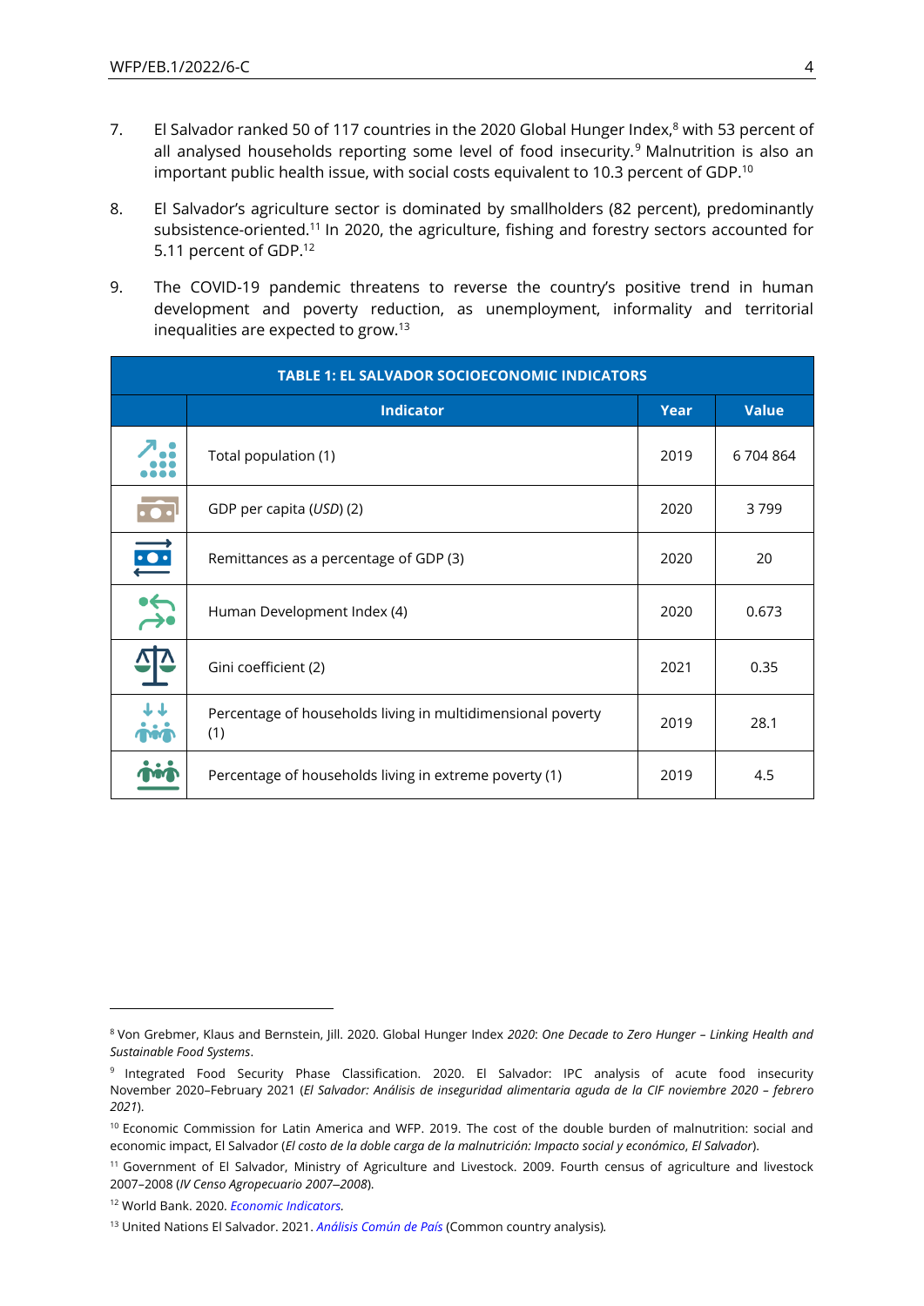7. El Salvador ranked 50 of 117 countries in the 2020 Global Hunger Index,[8] with 53 percent of all analysed households reporting some level of food insecurity.[9] Malnutrition is also an important public health issue, with social costs equivalent to 10.3 percent of GDP.[10]

8. El Salvador's agriculture sector is dominated by smallholders (82 percent), predominantly subsistence-oriented.[11] In 2020, the agriculture, fishing and forestry sectors accounted for 5.11 percent of GDP.[12]

9. The COVID-19 pandemic threatens to reverse the country's positive trend in human development and poverty reduction, as unemployment, informality and territorial inequalities are expected to grow.[13]

**TABLE 1: EL SALVADOR SOCIOECONOMIC INDICATORS**

| | Indicator | Year | Value |
|---|---|---|---|
| | Total population (1) | 2019 | 6 704 864 |
| | GDP per capita (*USD*) (2) | 2020 | 3 799 |
| | Remittances as a percentage of GDP (3) | 2020 | 20 |
| | Human Development Index (4) | 2020 | 0.673 |
| | Gini coefficient (2) | 2021 | 0.35 |
| | Percentage of households living in multidimensional poverty (1) | 2019 | 28.1 |
| | Percentage of households living in extreme poverty (1) | 2019 | 4.5 |

[8] Von Grebmer, Klaus and Bernstein, Jill. 2020. Global Hunger Index *2020*: *One Decade to Zero Hunger – Linking Health and Sustainable Food Systems*.

[9] Integrated Food Security Phase Classification. 2020. El Salvador: IPC analysis of acute food insecurity November 2020–February 2021 (*El Salvador: Análisis de inseguridad alimentaria aguda de la CIF noviembre 2020 – febrero 2021*).

[10] Economic Commission for Latin America and WFP. 2019. The cost of the double burden of malnutrition: social and economic impact, El Salvador (*El costo de la doble carga de la malnutrición: Impacto social y económico, El Salvador*).

[11] Government of El Salvador, Ministry of Agriculture and Livestock. 2009. Fourth census of agriculture and livestock 2007–2008 (*IV Censo Agropecuario 2007–2008*).

[12] World Bank. 2020. *Economic Indicators*.

[13] United Nations El Salvador. 2021. *Análisis Común de País* (Common country analysis).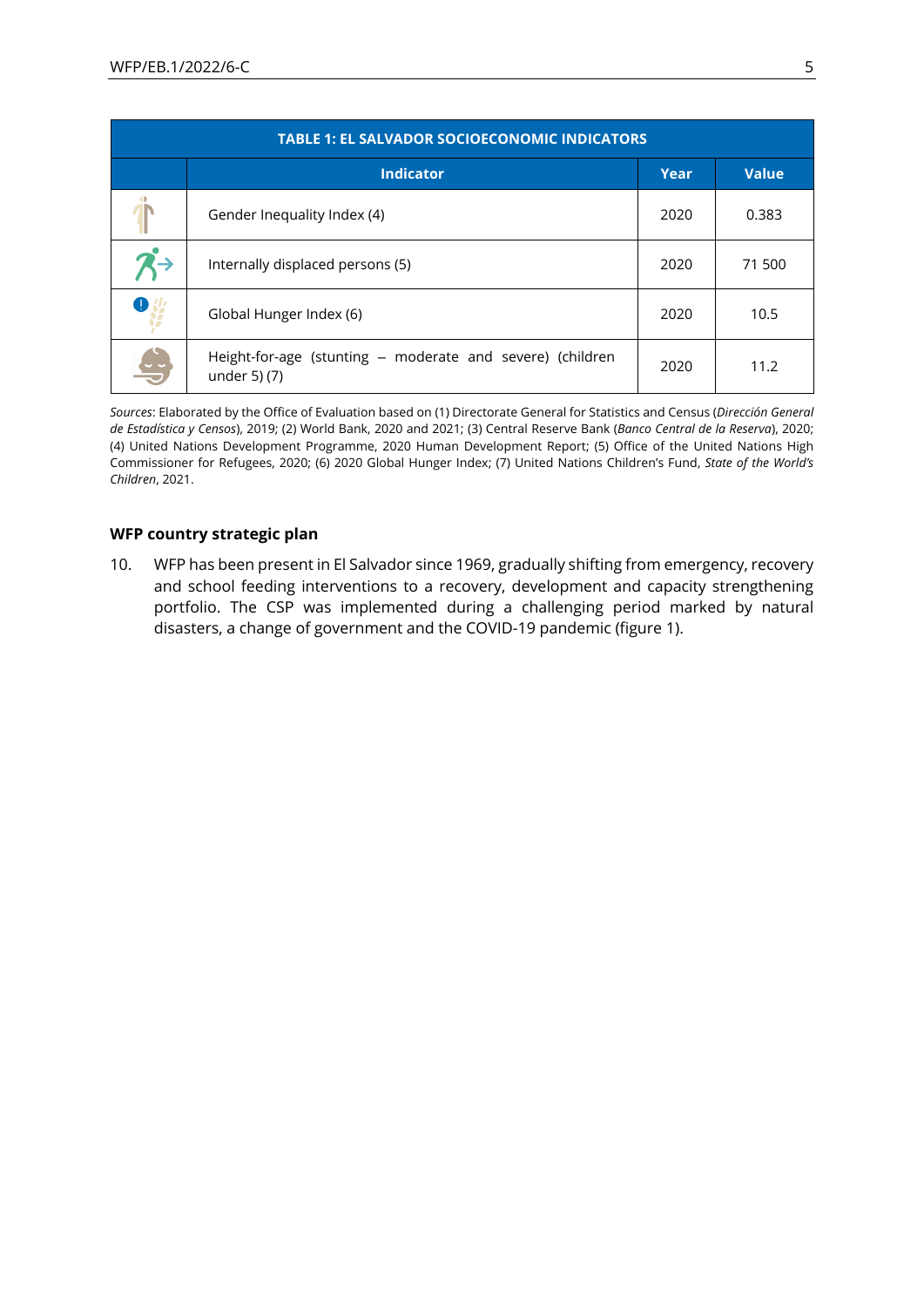| TABLE 1: EL SALVADOR SOCIOECONOMIC INDICATORS | | | |
|---|---|---|---|
| | **Indicator** | **Year** | **Value** |
| | Gender Inequality Index (4) | 2020 | 0.383 |
| | Internally displaced persons (5) | 2020 | 71 500 |
| | Global Hunger Index (6) | 2020 | 10.5 |
| | Height-for-age (stunting – moderate and severe) (children under 5) (7) | 2020 | 11.2 |

*Sources*: Elaborated by the Office of Evaluation based on (1) Directorate General for Statistics and Census (*Dirección General de Estadística y Censos*), 2019; (2) World Bank, 2020 and 2021; (3) Central Reserve Bank (*Banco Central de la Reserva*), 2020; (4) United Nations Development Programme, 2020 Human Development Report; (5) Office of the United Nations High Commissioner for Refugees, 2020; (6) 2020 Global Hunger Index; (7) United Nations Children's Fund, *State of the World's Children*, 2021.

### WFP country strategic plan

10. WFP has been present in El Salvador since 1969, gradually shifting from emergency, recovery and school feeding interventions to a recovery, development and capacity strengthening portfolio. The CSP was implemented during a challenging period marked by natural disasters, a change of government and the COVID-19 pandemic (figure 1).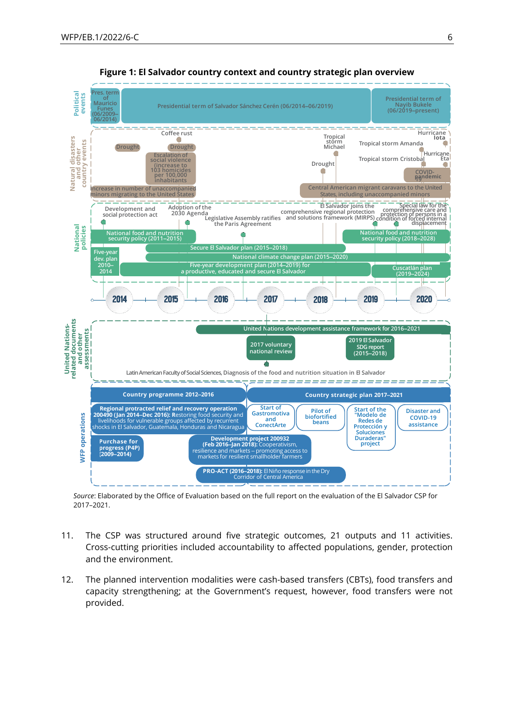**Figure 1: El Salvador country context and country strategic plan overview**

Political events

Pres. term of Mauricio Funes (06/2009–06/2014)

Presidential term of Salvador Sánchez Cerén (06/2014–06/2019)

Presidential term of Nayib Bukele (06/2019–present)

Natural disasters and other country events

Coffee rust

Drought

Drought

Escalation of social violence (increase to 103 homicides per 100,000 inhabitants

Increase in number of unaccompanied minors migrating to the United States

Tropical storm Michael

Drought

Tropical storm Amanda

Tropical storm Cristobal

Hurricane Iota

Hurricane Eta

COVID-19 pandemic

Central American migrant caravans to the United States, including unaccompanied minors

National policies

Development and social protection act

Adoption of the 2030 Agenda

Legislative Assembly ratifies the Paris Agreement

El Salvador joins the comprehensive regional protection and solutions framework (MIRPS)

Special law for the comprehensive care and protection of persons in a condition of forced internal displacement

National food and nutrition security policy (2011–2015)

National food and nutrition security policy (2018–2028)

Secure El Salvador plan (2015–2018)

National climate change plan (2015–2020)

Five-year dev. plan 2010–2014

Five-year development plan (2014–2019) for a productive, educated and secure El Salvador

Cuscatlán plan (2019–2024)

2014 2015 2016 2017 2018 2019 2020

United Nations-related documents and other assessments

United Nations development assistance framework for 2016–2021

2017 voluntary national review

2019 El Salvador SDG report (2015–2018)

Latin American Faculty of Social Sciences, Diagnosis of the food and nutrition situation in El Salvador

WFP operations

Country programme 2012–2016

Country strategic plan 2017–2021

Regional protracted relief and recovery operation 200490 (Jan 2014–Dec 2016): Restoring food security and livelihoods for vulnerable groups affected by recurrent shocks in El Salvador, Guatemala, Honduras and Nicaragua

Purchase for progress (P4P) (2009–2014)

Development project 200932 (Feb 2016–Jan 2018): Cooperativism, resilience and markets – promoting access to markets for resilient smallholder farmers

PRO-ACT (2016–2018): El Niño response in the Dry Corridor of Central America

Start of Gastromotiva and ConectArte

Pilot of biofortified beans

Start of the "Modelo de Redes de Protección y Soluciones Duraderas" project

Disaster and COVID-19 assistance

*Source*: Elaborated by the Office of Evaluation based on the full report on the evaluation of the El Salvador CSP for 2017–2021.

11. The CSP was structured around five strategic outcomes, 21 outputs and 11 activities. Cross-cutting priorities included accountability to affected populations, gender, protection and the environment.

12. The planned intervention modalities were cash-based transfers (CBTs), food transfers and capacity strengthening; at the Government's request, however, food transfers were not provided.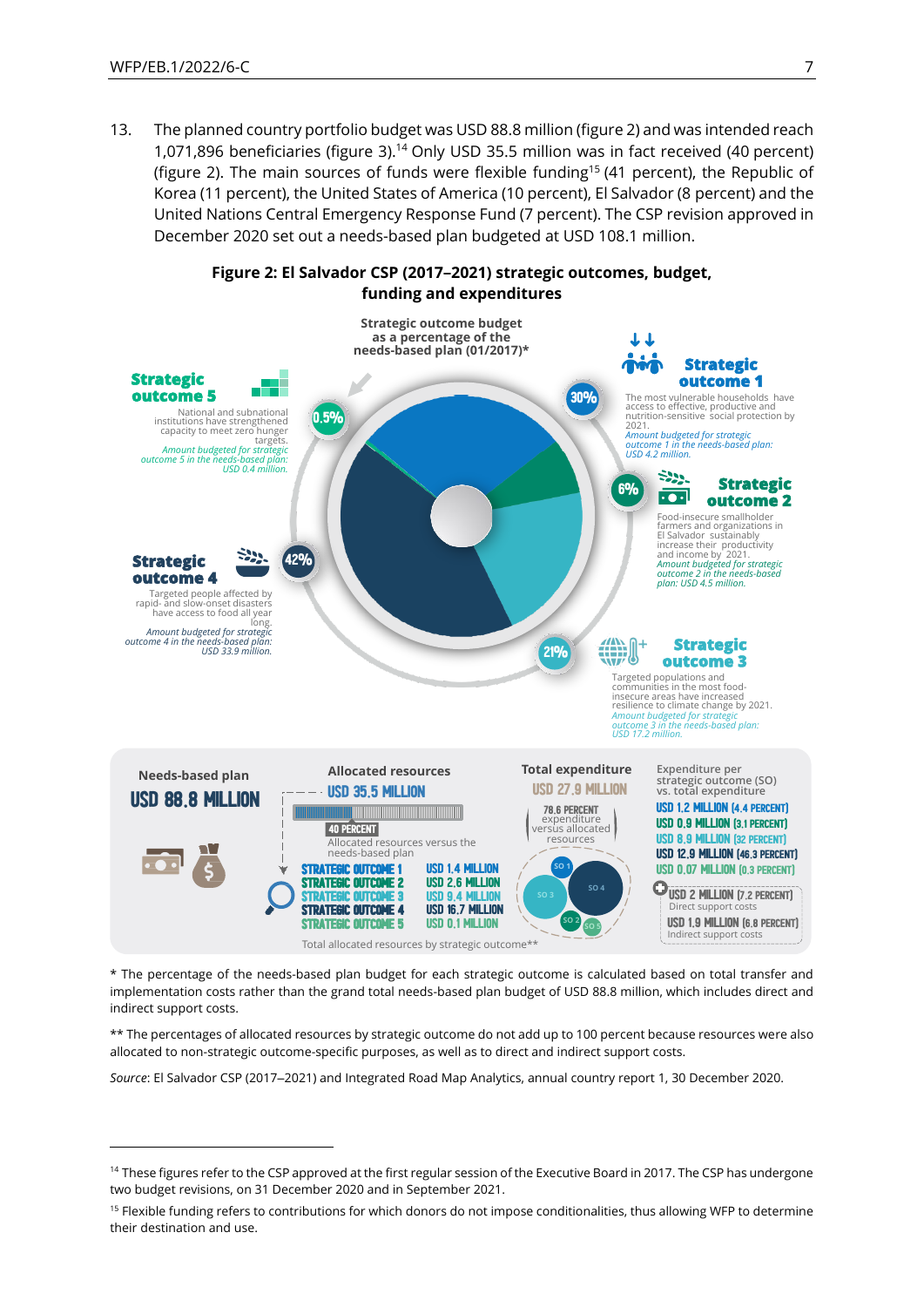13. The planned country portfolio budget was USD 88.8 million (figure 2) and was intended reach 1,071,896 beneficiaries (figure 3).[14] Only USD 35.5 million was in fact received (40 percent) (figure 2). The main sources of funds were flexible funding[15] (41 percent), the Republic of Korea (11 percent), the United States of America (10 percent), El Salvador (8 percent) and the United Nations Central Emergency Response Fund (7 percent). The CSP revision approved in December 2020 set out a needs-based plan budgeted at USD 108.1 million.

**Figure 2: El Salvador CSP (2017–2021) strategic outcomes, budget, funding and expenditures**

Strategic outcome budget as a percentage of the needs-based plan (01/2017)*

30%
**Strategic outcome 1**
The most vulnerable households have access to effective, productive and nutrition-sensitive social protection by 2021.
*Amount budgeted for strategic outcome 1 in the needs-based plan: USD 4.2 million.*

6%
**Strategic outcome 2**
Food-insecure smallholder farmers and organizations in El Salvador sustainably increase their productivity and income by 2021.
*Amount budgeted for strategic outcome 2 in the needs-based plan: USD 4.5 million.*

21%
**Strategic outcome 3**
Targeted populations and communities in the most food-insecure areas have increased resilience to climate change by 2021.
*Amount budgeted for strategic outcome 3 in the needs-based plan: USD 17.2 million.*

42%
**Strategic outcome 4**
Targeted people affected by rapid- and slow-onset disasters have access to food all year long.
*Amount budgeted for strategic outcome 4 in the needs-based plan: USD 33.9 million.*

0.5%
**Strategic outcome 5**
National and subnational institutions have strengthened capacity to meet zero hunger targets.
*Amount budgeted for strategic outcome 5 in the needs-based plan: USD 0.4 million.*

Needs-based plan
USD 88.8 MILLION

Allocated resources
USD 35.5 MILLION
40 PERCENT
Allocated resources versus the needs-based plan

STRATEGIC OUTCOME 1 USD 1.4 MILLION
STRATEGIC OUTCOME 2 USD 2.6 MILLION
STRATEGIC OUTCOME 3 USD 9.4 MILLION
STRATEGIC OUTCOME 4 USD 16.7 MILLION
STRATEGIC OUTCOME 5 USD 0.1 MILLION

Total allocated resources by strategic outcome**

Total expenditure
USD 27.9 MILLION
78.6 PERCENT expenditure versus allocated resources
SO 1, SO 2, SO 3, SO 4, SO 5

Expenditure per strategic outcome (SO) vs. total expenditure
USD 1.2 MILLION (4.4 PERCENT)
USD 0.9 MILLION (3.1 PERCENT)
USD 8.9 MILLION (32 PERCENT)
USD 12.9 MILLION (46.3 PERCENT)
USD 0.07 MILLION (0.3 PERCENT)
USD 2 MILLION (7.2 PERCENT) Direct support costs
USD 1.9 MILLION (6.8 PERCENT) Indirect support costs

* The percentage of the needs-based plan budget for each strategic outcome is calculated based on total transfer and implementation costs rather than the grand total needs-based plan budget of USD 88.8 million, which includes direct and indirect support costs.

** The percentages of allocated resources by strategic outcome do not add up to 100 percent because resources were also allocated to non-strategic outcome-specific purposes, as well as to direct and indirect support costs.

*Source*: El Salvador CSP (2017–2021) and Integrated Road Map Analytics, annual country report 1, 30 December 2020.

---

[14] These figures refer to the CSP approved at the first regular session of the Executive Board in 2017. The CSP has undergone two budget revisions, on 31 December 2020 and in September 2021.

[15] Flexible funding refers to contributions for which donors do not impose conditionalities, thus allowing WFP to determine their destination and use.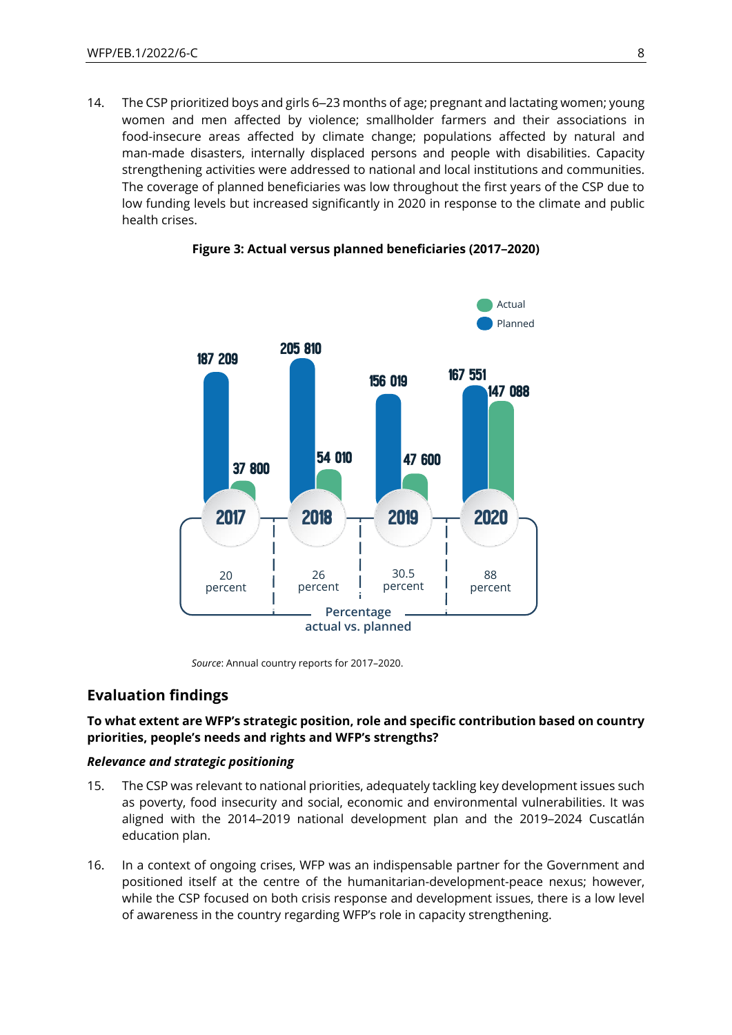14. The CSP prioritized boys and girls 6–23 months of age; pregnant and lactating women; young women and men affected by violence; smallholder farmers and their associations in food-insecure areas affected by climate change; populations affected by natural and man-made disasters, internally displaced persons and people with disabilities. Capacity strengthening activities were addressed to national and local institutions and communities. The coverage of planned beneficiaries was low throughout the first years of the CSP due to low funding levels but increased significantly in 2020 in response to the climate and public health crises.

**Figure 3: Actual versus planned beneficiaries (2017–2020)**

Actual
Planned

187 209
37 800
2017
20 percent

205 810
54 010
2018
26 percent

156 019
47 600
2019
30.5 percent

167 551
147 088
2020
88 percent

Percentage actual vs. planned

*Source*: Annual country reports for 2017–2020.

## Evaluation findings

**To what extent are WFP's strategic position, role and specific contribution based on country priorities, people's needs and rights and WFP's strengths?**

***Relevance and strategic positioning***

15. The CSP was relevant to national priorities, adequately tackling key development issues such as poverty, food insecurity and social, economic and environmental vulnerabilities. It was aligned with the 2014–2019 national development plan and the 2019–2024 Cuscatlán education plan.

16. In a context of ongoing crises, WFP was an indispensable partner for the Government and positioned itself at the centre of the humanitarian-development-peace nexus; however, while the CSP focused on both crisis response and development issues, there is a low level of awareness in the country regarding WFP's role in capacity strengthening.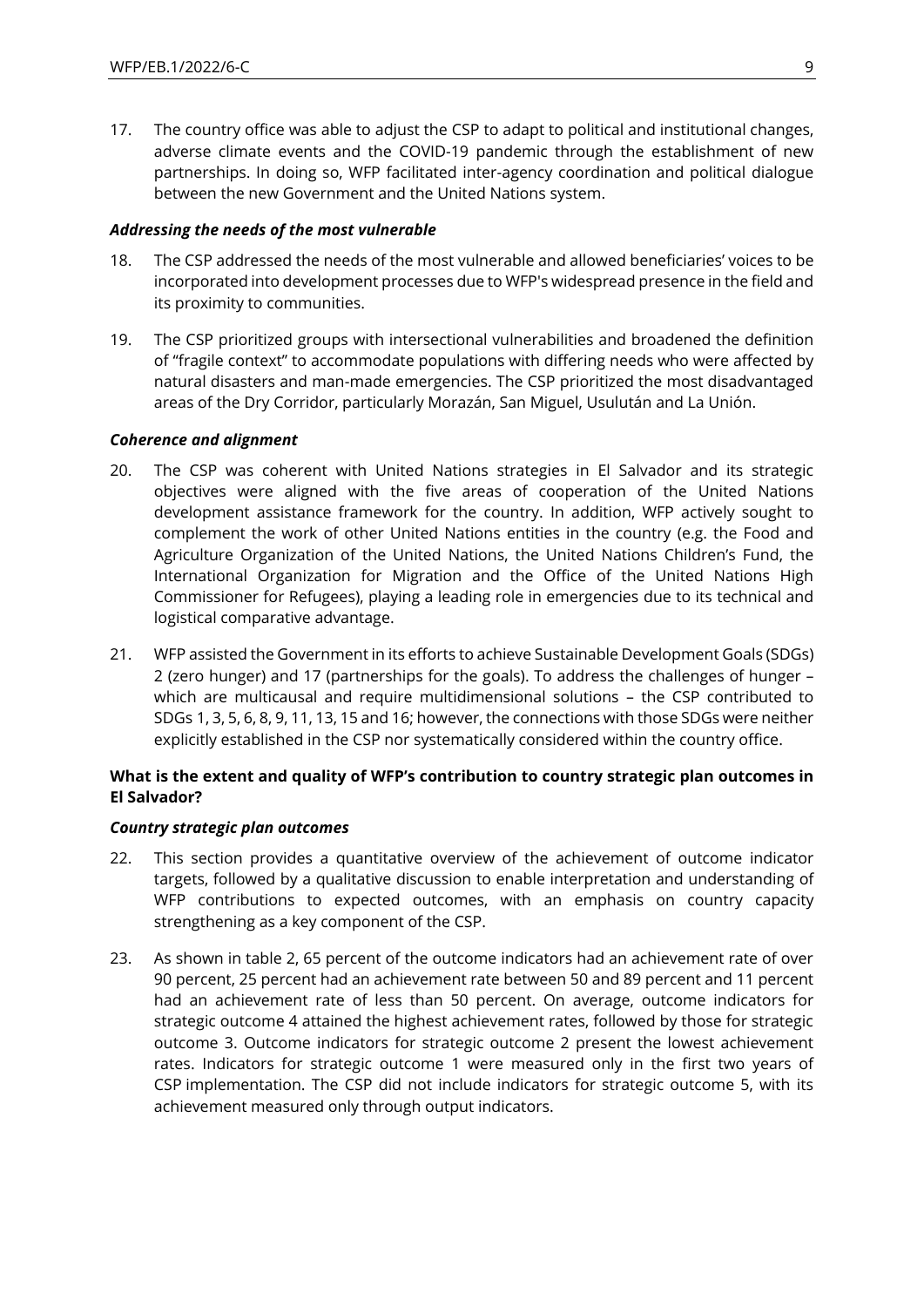17. The country office was able to adjust the CSP to adapt to political and institutional changes, adverse climate events and the COVID-19 pandemic through the establishment of new partnerships. In doing so, WFP facilitated inter-agency coordination and political dialogue between the new Government and the United Nations system.

### *Addressing the needs of the most vulnerable*

18. The CSP addressed the needs of the most vulnerable and allowed beneficiaries' voices to be incorporated into development processes due to WFP's widespread presence in the field and its proximity to communities.

19. The CSP prioritized groups with intersectional vulnerabilities and broadened the definition of "fragile context" to accommodate populations with differing needs who were affected by natural disasters and man-made emergencies. The CSP prioritized the most disadvantaged areas of the Dry Corridor, particularly Morazán, San Miguel, Usulután and La Unión.

### *Coherence and alignment*

20. The CSP was coherent with United Nations strategies in El Salvador and its strategic objectives were aligned with the five areas of cooperation of the United Nations development assistance framework for the country. In addition, WFP actively sought to complement the work of other United Nations entities in the country (e.g. the Food and Agriculture Organization of the United Nations, the United Nations Children's Fund, the International Organization for Migration and the Office of the United Nations High Commissioner for Refugees), playing a leading role in emergencies due to its technical and logistical comparative advantage.

21. WFP assisted the Government in its efforts to achieve Sustainable Development Goals (SDGs) 2 (zero hunger) and 17 (partnerships for the goals). To address the challenges of hunger – which are multicausal and require multidimensional solutions – the CSP contributed to SDGs 1, 3, 5, 6, 8, 9, 11, 13, 15 and 16; however, the connections with those SDGs were neither explicitly established in the CSP nor systematically considered within the country office.

## What is the extent and quality of WFP's contribution to country strategic plan outcomes in El Salvador?

### *Country strategic plan outcomes*

22. This section provides a quantitative overview of the achievement of outcome indicator targets, followed by a qualitative discussion to enable interpretation and understanding of WFP contributions to expected outcomes, with an emphasis on country capacity strengthening as a key component of the CSP.

23. As shown in table 2, 65 percent of the outcome indicators had an achievement rate of over 90 percent, 25 percent had an achievement rate between 50 and 89 percent and 11 percent had an achievement rate of less than 50 percent. On average, outcome indicators for strategic outcome 4 attained the highest achievement rates, followed by those for strategic outcome 3. Outcome indicators for strategic outcome 2 present the lowest achievement rates. Indicators for strategic outcome 1 were measured only in the first two years of CSP implementation. The CSP did not include indicators for strategic outcome 5, with its achievement measured only through output indicators.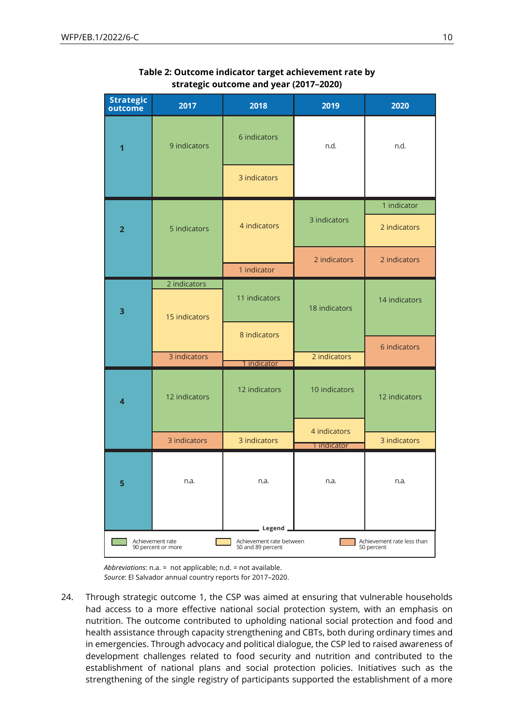**Table 2: Outcome indicator target achievement rate by strategic outcome and year (2017–2020)**

| Strategic outcome | 2017 | 2018 | 2019 | 2020 |
|---|---|---|---|---|
| 1 | 9 indicators [90% or more] | 6 indicators [90% or more]<br>3 indicators [50–89%] | n.d. | n.d. |
| 2 | 5 indicators [90% or more] | 4 indicators [50–89%]<br>1 indicator [less than 50%] | 3 indicators [90% or more]<br>2 indicators [less than 50%] | 1 indicator [90% or more]<br>2 indicators [50–89%]<br>2 indicators [less than 50%] |
| 3 | 2 indicators [90% or more]<br>15 indicators [50–89%]<br>3 indicators [less than 50%] | 11 indicators [90% or more]<br>8 indicators [50–89%]<br>1 indicator [less than 50%] | 18 indicators [90% or more]<br>2 indicators [50–89%] | 14 indicators [90% or more]<br>6 indicators [less than 50%] |
| 4 | 12 indicators [90% or more]<br>3 indicators [less than 50%] | 12 indicators [90% or more]<br>3 indicators [50–89%] | 10 indicators [90% or more]<br>4 indicators [50–89%]<br>1 indicator [less than 50%] | 12 indicators [90% or more]<br>3 indicators [50–89%] |
| 5 | n.a. | n.a. | n.a. | n.a. |

**Legend**

Achievement rate 90 percent or more

Achievement rate between 50 and 89 percent

Achievement rate less than 50 percent

*Abbreviations*: n.a. = not applicable; n.d. = not available.
*Source*: El Salvador annual country reports for 2017–2020.

24. Through strategic outcome 1, the CSP was aimed at ensuring that vulnerable households had access to a more effective national social protection system, with an emphasis on nutrition. The outcome contributed to upholding national social protection and food and health assistance through capacity strengthening and CBTs, both during ordinary times and in emergencies. Through advocacy and political dialogue, the CSP led to raised awareness of development challenges related to food security and nutrition and contributed to the establishment of national plans and social protection policies. Initiatives such as the strengthening of the single registry of participants supported the establishment of a more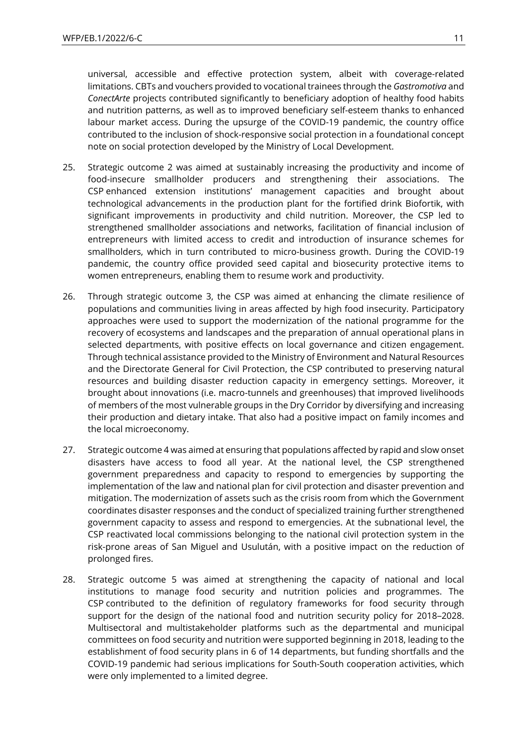universal, accessible and effective protection system, albeit with coverage-related limitations. CBTs and vouchers provided to vocational trainees through the *Gastromotiva* and *ConectArte* projects contributed significantly to beneficiary adoption of healthy food habits and nutrition patterns, as well as to improved beneficiary self-esteem thanks to enhanced labour market access. During the upsurge of the COVID-19 pandemic, the country office contributed to the inclusion of shock-responsive social protection in a foundational concept note on social protection developed by the Ministry of Local Development.

25. Strategic outcome 2 was aimed at sustainably increasing the productivity and income of food-insecure smallholder producers and strengthening their associations. The CSP enhanced extension institutions' management capacities and brought about technological advancements in the production plant for the fortified drink Biofortik, with significant improvements in productivity and child nutrition. Moreover, the CSP led to strengthened smallholder associations and networks, facilitation of financial inclusion of entrepreneurs with limited access to credit and introduction of insurance schemes for smallholders, which in turn contributed to micro-business growth. During the COVID-19 pandemic, the country office provided seed capital and biosecurity protective items to women entrepreneurs, enabling them to resume work and productivity.

26. Through strategic outcome 3, the CSP was aimed at enhancing the climate resilience of populations and communities living in areas affected by high food insecurity. Participatory approaches were used to support the modernization of the national programme for the recovery of ecosystems and landscapes and the preparation of annual operational plans in selected departments, with positive effects on local governance and citizen engagement. Through technical assistance provided to the Ministry of Environment and Natural Resources and the Directorate General for Civil Protection, the CSP contributed to preserving natural resources and building disaster reduction capacity in emergency settings. Moreover, it brought about innovations (i.e. macro-tunnels and greenhouses) that improved livelihoods of members of the most vulnerable groups in the Dry Corridor by diversifying and increasing their production and dietary intake. That also had a positive impact on family incomes and the local microeconomy.

27. Strategic outcome 4 was aimed at ensuring that populations affected by rapid and slow onset disasters have access to food all year. At the national level, the CSP strengthened government preparedness and capacity to respond to emergencies by supporting the implementation of the law and national plan for civil protection and disaster prevention and mitigation. The modernization of assets such as the crisis room from which the Government coordinates disaster responses and the conduct of specialized training further strengthened government capacity to assess and respond to emergencies. At the subnational level, the CSP reactivated local commissions belonging to the national civil protection system in the risk-prone areas of San Miguel and Usulután, with a positive impact on the reduction of prolonged fires.

28. Strategic outcome 5 was aimed at strengthening the capacity of national and local institutions to manage food security and nutrition policies and programmes. The CSP contributed to the definition of regulatory frameworks for food security through support for the design of the national food and nutrition security policy for 2018–2028. Multisectoral and multistakeholder platforms such as the departmental and municipal committees on food security and nutrition were supported beginning in 2018, leading to the establishment of food security plans in 6 of 14 departments, but funding shortfalls and the COVID-19 pandemic had serious implications for South-South cooperation activities, which were only implemented to a limited degree.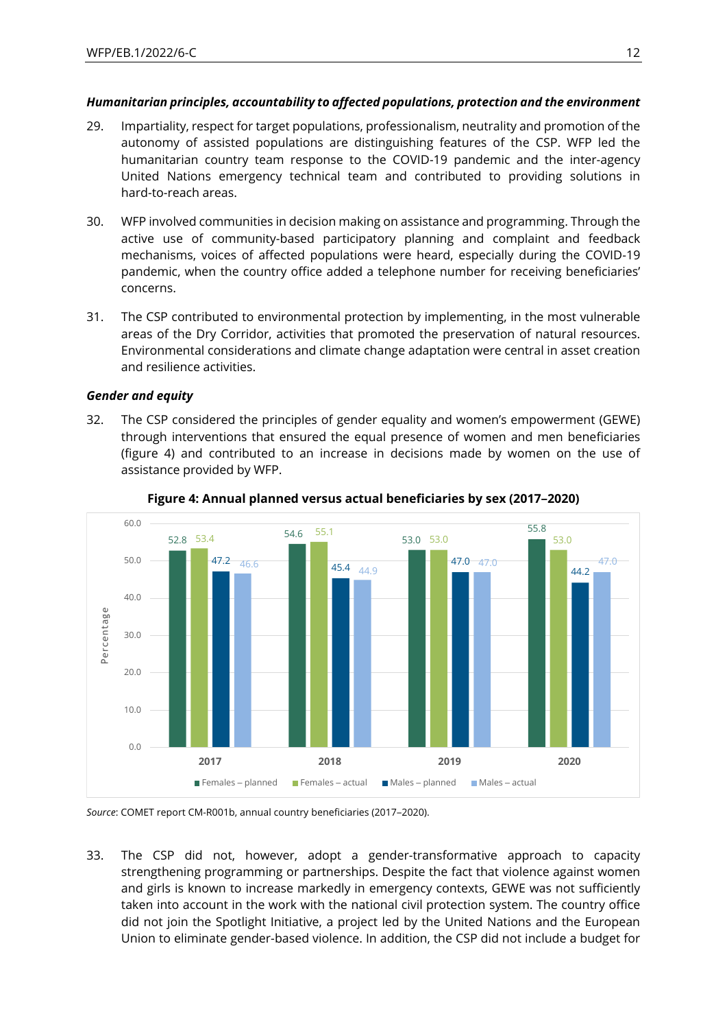***Humanitarian principles, accountability to affected populations, protection and the environment***

29. Impartiality, respect for target populations, professionalism, neutrality and promotion of the autonomy of assisted populations are distinguishing features of the CSP. WFP led the humanitarian country team response to the COVID-19 pandemic and the inter-agency United Nations emergency technical team and contributed to providing solutions in hard-to-reach areas.

30. WFP involved communities in decision making on assistance and programming. Through the active use of community-based participatory planning and complaint and feedback mechanisms, voices of affected populations were heard, especially during the COVID-19 pandemic, when the country office added a telephone number for receiving beneficiaries' concerns.

31. The CSP contributed to environmental protection by implementing, in the most vulnerable areas of the Dry Corridor, activities that promoted the preservation of natural resources. Environmental considerations and climate change adaptation were central in asset creation and resilience activities.

***Gender and equity***

32. The CSP considered the principles of gender equality and women's empowerment (GEWE) through interventions that ensured the equal presence of women and men beneficiaries (figure 4) and contributed to an increase in decisions made by women on the use of assistance provided by WFP.

**Figure 4: Annual planned versus actual beneficiaries by sex (2017–2020)**

Percentage

60.0
50.0
40.0
30.0
20.0
10.0
0.0

2017: 52.8 53.4 47.2 46.6
2018: 54.6 55.1 45.4 44.9
2019: 53.0 53.0 47.0 47.0
2020: 55.8 53.0 44.2 47.0

Females – planned, Females – actual, Males – planned, Males – actual

*Source*: COMET report CM-R001b, annual country beneficiaries (2017–2020).

33. The CSP did not, however, adopt a gender-transformative approach to capacity strengthening programming or partnerships. Despite the fact that violence against women and girls is known to increase markedly in emergency contexts, GEWE was not sufficiently taken into account in the work with the national civil protection system. The country office did not join the Spotlight Initiative, a project led by the United Nations and the European Union to eliminate gender-based violence. In addition, the CSP did not include a budget for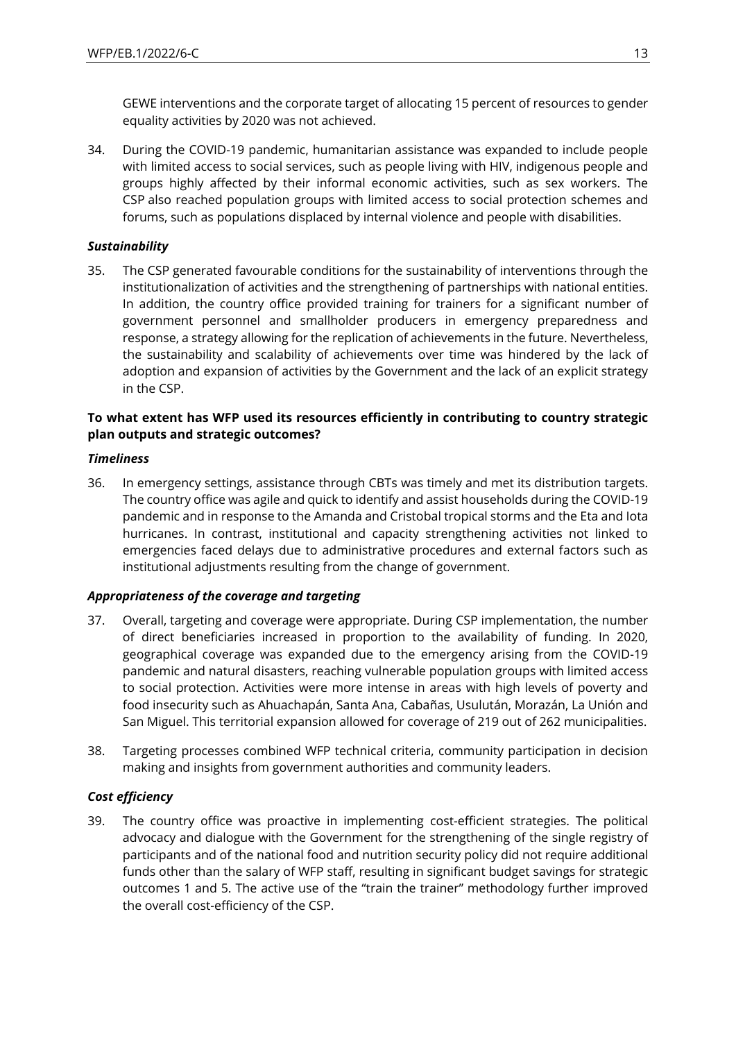GEWE interventions and the corporate target of allocating 15 percent of resources to gender equality activities by 2020 was not achieved.

34. During the COVID-19 pandemic, humanitarian assistance was expanded to include people with limited access to social services, such as people living with HIV, indigenous people and groups highly affected by their informal economic activities, such as sex workers. The CSP also reached population groups with limited access to social protection schemes and forums, such as populations displaced by internal violence and people with disabilities.

### *Sustainability*

35. The CSP generated favourable conditions for the sustainability of interventions through the institutionalization of activities and the strengthening of partnerships with national entities. In addition, the country office provided training for trainers for a significant number of government personnel and smallholder producers in emergency preparedness and response, a strategy allowing for the replication of achievements in the future. Nevertheless, the sustainability and scalability of achievements over time was hindered by the lack of adoption and expansion of activities by the Government and the lack of an explicit strategy in the CSP.

## **To what extent has WFP used its resources efficiently in contributing to country strategic plan outputs and strategic outcomes?**

### *Timeliness*

36. In emergency settings, assistance through CBTs was timely and met its distribution targets. The country office was agile and quick to identify and assist households during the COVID-19 pandemic and in response to the Amanda and Cristobal tropical storms and the Eta and Iota hurricanes. In contrast, institutional and capacity strengthening activities not linked to emergencies faced delays due to administrative procedures and external factors such as institutional adjustments resulting from the change of government.

### *Appropriateness of the coverage and targeting*

37. Overall, targeting and coverage were appropriate. During CSP implementation, the number of direct beneficiaries increased in proportion to the availability of funding. In 2020, geographical coverage was expanded due to the emergency arising from the COVID-19 pandemic and natural disasters, reaching vulnerable population groups with limited access to social protection. Activities were more intense in areas with high levels of poverty and food insecurity such as Ahuachapán, Santa Ana, Cabañas, Usulután, Morazán, La Unión and San Miguel. This territorial expansion allowed for coverage of 219 out of 262 municipalities.

38. Targeting processes combined WFP technical criteria, community participation in decision making and insights from government authorities and community leaders.

### *Cost efficiency*

39. The country office was proactive in implementing cost-efficient strategies. The political advocacy and dialogue with the Government for the strengthening of the single registry of participants and of the national food and nutrition security policy did not require additional funds other than the salary of WFP staff, resulting in significant budget savings for strategic outcomes 1 and 5. The active use of the "train the trainer" methodology further improved the overall cost-efficiency of the CSP.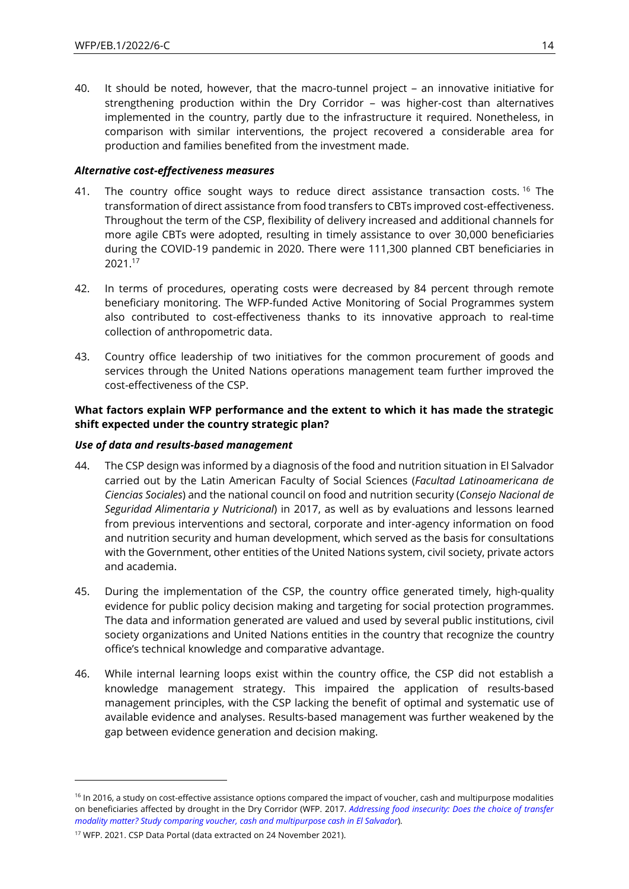40. It should be noted, however, that the macro-tunnel project – an innovative initiative for strengthening production within the Dry Corridor – was higher-cost than alternatives implemented in the country, partly due to the infrastructure it required. Nonetheless, in comparison with similar interventions, the project recovered a considerable area for production and families benefited from the investment made.

***Alternative cost-effectiveness measures***

41. The country office sought ways to reduce direct assistance transaction costs.[16] The transformation of direct assistance from food transfers to CBTs improved cost-effectiveness. Throughout the term of the CSP, flexibility of delivery increased and additional channels for more agile CBTs were adopted, resulting in timely assistance to over 30,000 beneficiaries during the COVID-19 pandemic in 2020. There were 111,300 planned CBT beneficiaries in 2021.[17]

42. In terms of procedures, operating costs were decreased by 84 percent through remote beneficiary monitoring. The WFP-funded Active Monitoring of Social Programmes system also contributed to cost-effectiveness thanks to its innovative approach to real-time collection of anthropometric data.

43. Country office leadership of two initiatives for the common procurement of goods and services through the United Nations operations management team further improved the cost-effectiveness of the CSP.

**What factors explain WFP performance and the extent to which it has made the strategic shift expected under the country strategic plan?**

***Use of data and results-based management***

44. The CSP design was informed by a diagnosis of the food and nutrition situation in El Salvador carried out by the Latin American Faculty of Social Sciences (*Facultad Latinoamericana de Ciencias Sociales*) and the national council on food and nutrition security (*Consejo Nacional de Seguridad Alimentaria y Nutricional*) in 2017, as well as by evaluations and lessons learned from previous interventions and sectoral, corporate and inter-agency information on food and nutrition security and human development, which served as the basis for consultations with the Government, other entities of the United Nations system, civil society, private actors and academia.

45. During the implementation of the CSP, the country office generated timely, high-quality evidence for public policy decision making and targeting for social protection programmes. The data and information generated are valued and used by several public institutions, civil society organizations and United Nations entities in the country that recognize the country office's technical knowledge and comparative advantage.

46. While internal learning loops exist within the country office, the CSP did not establish a knowledge management strategy. This impaired the application of results-based management principles, with the CSP lacking the benefit of optimal and systematic use of available evidence and analyses. Results-based management was further weakened by the gap between evidence generation and decision making.

---

[16] In 2016, a study on cost-effective assistance options compared the impact of voucher, cash and multipurpose modalities on beneficiaries affected by drought in the Dry Corridor (WFP. 2017. *Addressing food insecurity: Does the choice of transfer modality matter? Study comparing voucher, cash and multipurpose cash in El Salvador*).

[17] WFP. 2021. CSP Data Portal (data extracted on 24 November 2021).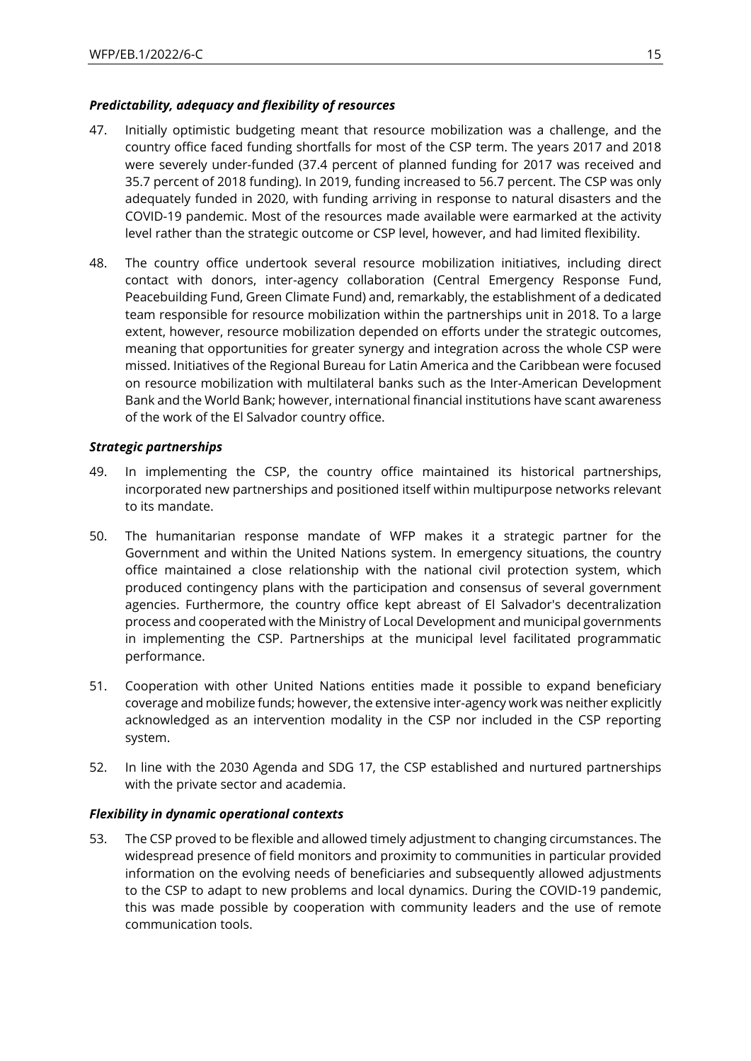***Predictability, adequacy and flexibility of resources***

47. Initially optimistic budgeting meant that resource mobilization was a challenge, and the country office faced funding shortfalls for most of the CSP term. The years 2017 and 2018 were severely under-funded (37.4 percent of planned funding for 2017 was received and 35.7 percent of 2018 funding). In 2019, funding increased to 56.7 percent. The CSP was only adequately funded in 2020, with funding arriving in response to natural disasters and the COVID-19 pandemic. Most of the resources made available were earmarked at the activity level rather than the strategic outcome or CSP level, however, and had limited flexibility.

48. The country office undertook several resource mobilization initiatives, including direct contact with donors, inter-agency collaboration (Central Emergency Response Fund, Peacebuilding Fund, Green Climate Fund) and, remarkably, the establishment of a dedicated team responsible for resource mobilization within the partnerships unit in 2018. To a large extent, however, resource mobilization depended on efforts under the strategic outcomes, meaning that opportunities for greater synergy and integration across the whole CSP were missed. Initiatives of the Regional Bureau for Latin America and the Caribbean were focused on resource mobilization with multilateral banks such as the Inter-American Development Bank and the World Bank; however, international financial institutions have scant awareness of the work of the El Salvador country office.

***Strategic partnerships***

49. In implementing the CSP, the country office maintained its historical partnerships, incorporated new partnerships and positioned itself within multipurpose networks relevant to its mandate.

50. The humanitarian response mandate of WFP makes it a strategic partner for the Government and within the United Nations system. In emergency situations, the country office maintained a close relationship with the national civil protection system, which produced contingency plans with the participation and consensus of several government agencies. Furthermore, the country office kept abreast of El Salvador's decentralization process and cooperated with the Ministry of Local Development and municipal governments in implementing the CSP. Partnerships at the municipal level facilitated programmatic performance.

51. Cooperation with other United Nations entities made it possible to expand beneficiary coverage and mobilize funds; however, the extensive inter-agency work was neither explicitly acknowledged as an intervention modality in the CSP nor included in the CSP reporting system.

52. In line with the 2030 Agenda and SDG 17, the CSP established and nurtured partnerships with the private sector and academia.

***Flexibility in dynamic operational contexts***

53. The CSP proved to be flexible and allowed timely adjustment to changing circumstances. The widespread presence of field monitors and proximity to communities in particular provided information on the evolving needs of beneficiaries and subsequently allowed adjustments to the CSP to adapt to new problems and local dynamics. During the COVID-19 pandemic, this was made possible by cooperation with community leaders and the use of remote communication tools.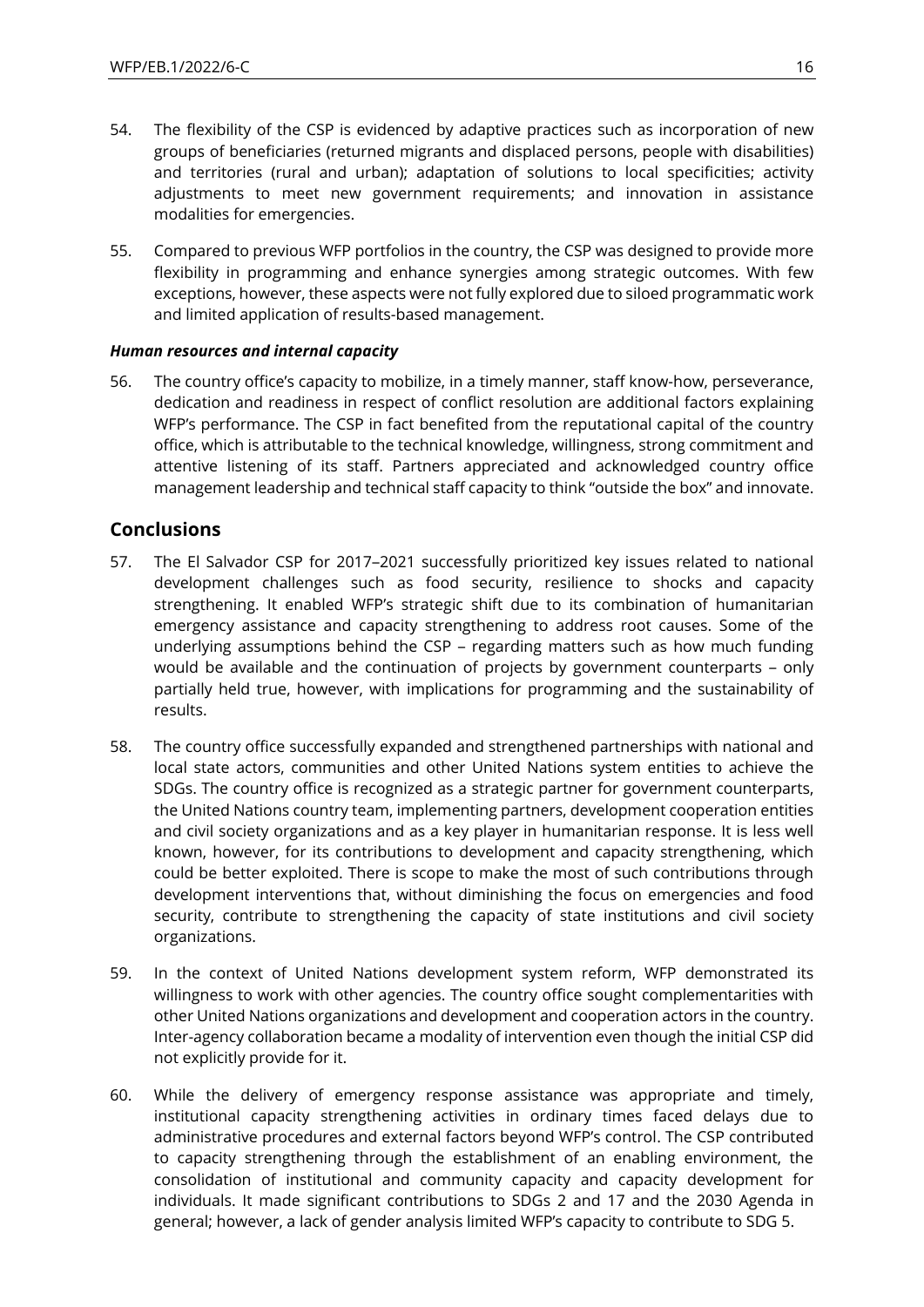54. The flexibility of the CSP is evidenced by adaptive practices such as incorporation of new groups of beneficiaries (returned migrants and displaced persons, people with disabilities) and territories (rural and urban); adaptation of solutions to local specificities; activity adjustments to meet new government requirements; and innovation in assistance modalities for emergencies.

55. Compared to previous WFP portfolios in the country, the CSP was designed to provide more flexibility in programming and enhance synergies among strategic outcomes. With few exceptions, however, these aspects were not fully explored due to siloed programmatic work and limited application of results-based management.

***Human resources and internal capacity***

56. The country office's capacity to mobilize, in a timely manner, staff know-how, perseverance, dedication and readiness in respect of conflict resolution are additional factors explaining WFP's performance. The CSP in fact benefited from the reputational capital of the country office, which is attributable to the technical knowledge, willingness, strong commitment and attentive listening of its staff. Partners appreciated and acknowledged country office management leadership and technical staff capacity to think "outside the box" and innovate.

## Conclusions

57. The El Salvador CSP for 2017–2021 successfully prioritized key issues related to national development challenges such as food security, resilience to shocks and capacity strengthening. It enabled WFP's strategic shift due to its combination of humanitarian emergency assistance and capacity strengthening to address root causes. Some of the underlying assumptions behind the CSP – regarding matters such as how much funding would be available and the continuation of projects by government counterparts – only partially held true, however, with implications for programming and the sustainability of results.

58. The country office successfully expanded and strengthened partnerships with national and local state actors, communities and other United Nations system entities to achieve the SDGs. The country office is recognized as a strategic partner for government counterparts, the United Nations country team, implementing partners, development cooperation entities and civil society organizations and as a key player in humanitarian response. It is less well known, however, for its contributions to development and capacity strengthening, which could be better exploited. There is scope to make the most of such contributions through development interventions that, without diminishing the focus on emergencies and food security, contribute to strengthening the capacity of state institutions and civil society organizations.

59. In the context of United Nations development system reform, WFP demonstrated its willingness to work with other agencies. The country office sought complementarities with other United Nations organizations and development and cooperation actors in the country. Inter-agency collaboration became a modality of intervention even though the initial CSP did not explicitly provide for it.

60. While the delivery of emergency response assistance was appropriate and timely, institutional capacity strengthening activities in ordinary times faced delays due to administrative procedures and external factors beyond WFP's control. The CSP contributed to capacity strengthening through the establishment of an enabling environment, the consolidation of institutional and community capacity and capacity development for individuals. It made significant contributions to SDGs 2 and 17 and the 2030 Agenda in general; however, a lack of gender analysis limited WFP's capacity to contribute to SDG 5.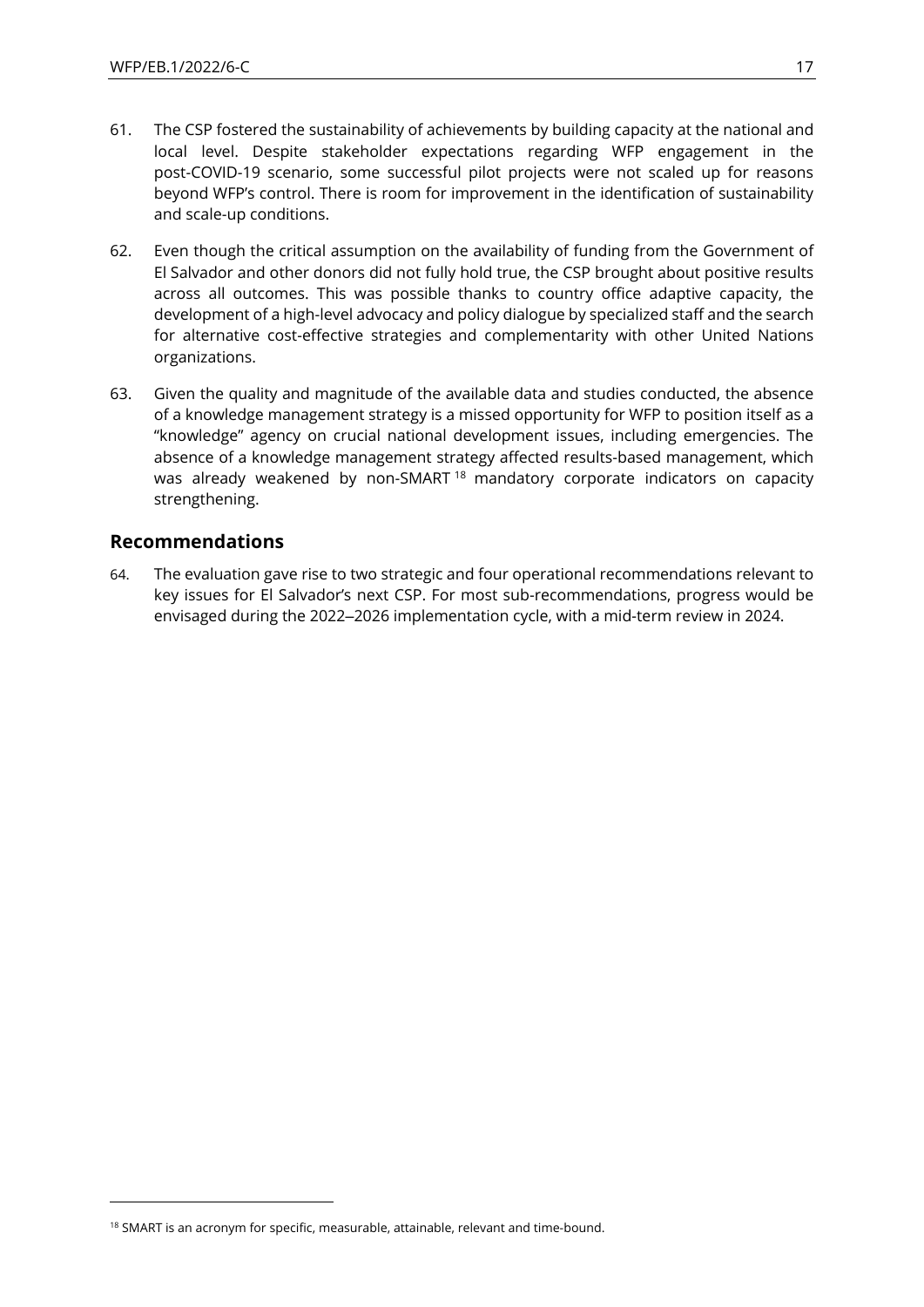61. The CSP fostered the sustainability of achievements by building capacity at the national and local level. Despite stakeholder expectations regarding WFP engagement in the post-COVID-19 scenario, some successful pilot projects were not scaled up for reasons beyond WFP's control. There is room for improvement in the identification of sustainability and scale-up conditions.

62. Even though the critical assumption on the availability of funding from the Government of El Salvador and other donors did not fully hold true, the CSP brought about positive results across all outcomes. This was possible thanks to country office adaptive capacity, the development of a high-level advocacy and policy dialogue by specialized staff and the search for alternative cost-effective strategies and complementarity with other United Nations organizations.

63. Given the quality and magnitude of the available data and studies conducted, the absence of a knowledge management strategy is a missed opportunity for WFP to position itself as a "knowledge" agency on crucial national development issues, including emergencies. The absence of a knowledge management strategy affected results-based management, which was already weakened by non-SMART [18] mandatory corporate indicators on capacity strengthening.

## Recommendations

64. The evaluation gave rise to two strategic and four operational recommendations relevant to key issues for El Salvador's next CSP. For most sub-recommendations, progress would be envisaged during the 2022–2026 implementation cycle, with a mid-term review in 2024.

[18] SMART is an acronym for specific, measurable, attainable, relevant and time-bound.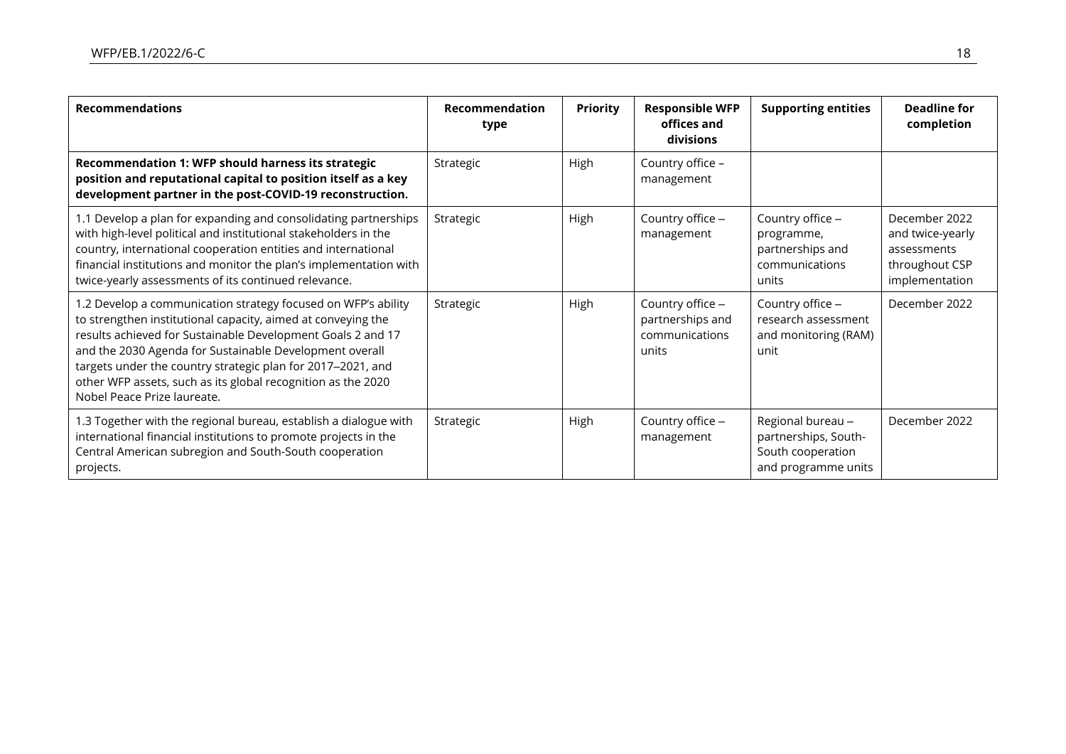| Recommendations | Recommendation type | Priority | Responsible WFP offices and divisions | Supporting entities | Deadline for completion |
|---|---|---|---|---|---|
| **Recommendation 1: WFP should harness its strategic position and reputational capital to position itself as a key development partner in the post-COVID-19 reconstruction.** | Strategic | High | Country office – management | | |
| 1.1 Develop a plan for expanding and consolidating partnerships with high-level political and institutional stakeholders in the country, international cooperation entities and international financial institutions and monitor the plan's implementation with twice-yearly assessments of its continued relevance. | Strategic | High | Country office – management | Country office – programme, partnerships and communications units | December 2022 and twice-yearly assessments throughout CSP implementation |
| 1.2 Develop a communication strategy focused on WFP's ability to strengthen institutional capacity, aimed at conveying the results achieved for Sustainable Development Goals 2 and 17 and the 2030 Agenda for Sustainable Development overall targets under the country strategic plan for 2017–2021, and other WFP assets, such as its global recognition as the 2020 Nobel Peace Prize laureate. | Strategic | High | Country office – partnerships and communications units | Country office – research assessment and monitoring (RAM) unit | December 2022 |
| 1.3 Together with the regional bureau, establish a dialogue with international financial institutions to promote projects in the Central American subregion and South-South cooperation projects. | Strategic | High | Country office – management | Regional bureau – partnerships, South-South cooperation and programme units | December 2022 |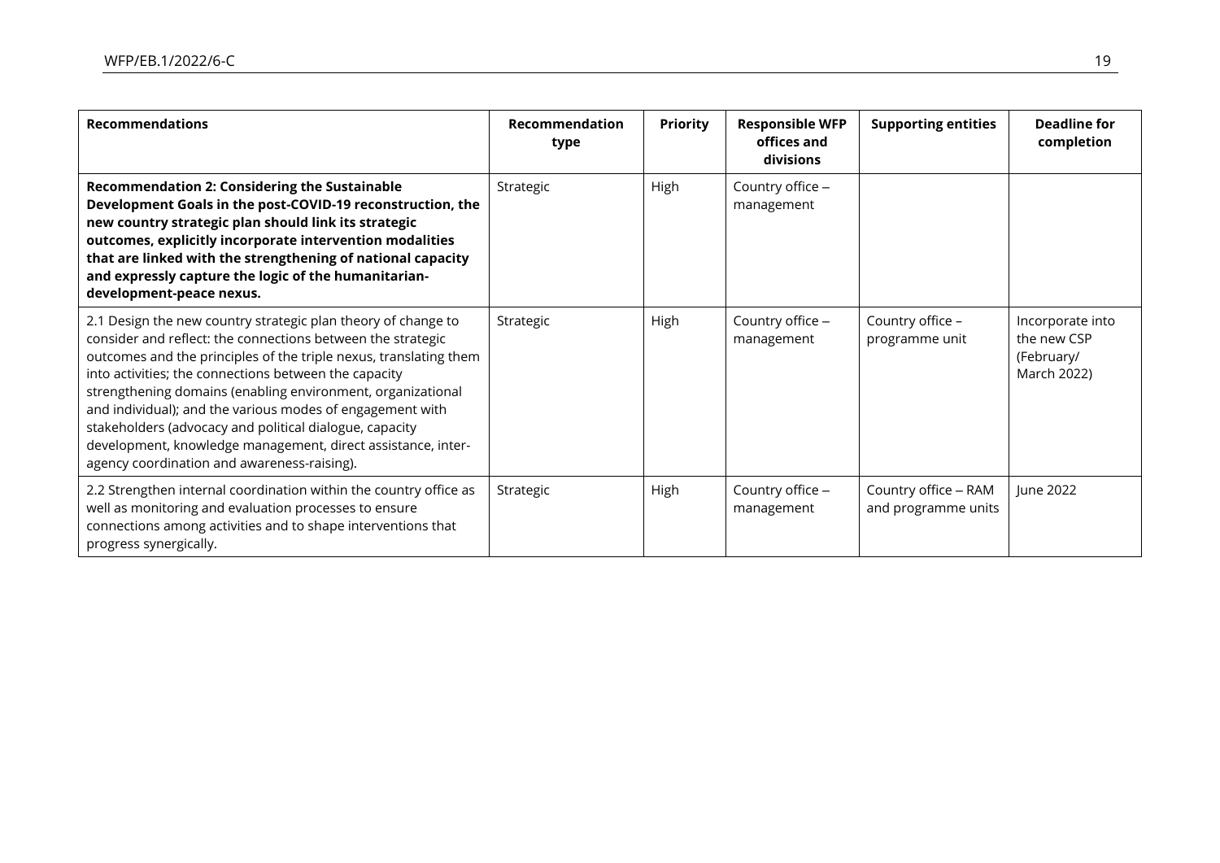| Recommendations | Recommendation type | Priority | Responsible WFP offices and divisions | Supporting entities | Deadline for completion |
|---|---|---|---|---|---|
| **Recommendation 2: Considering the Sustainable Development Goals in the post-COVID-19 reconstruction, the new country strategic plan should link its strategic outcomes, explicitly incorporate intervention modalities that are linked with the strengthening of national capacity and expressly capture the logic of the humanitarian-development-peace nexus.** | Strategic | High | Country office – management | | |
| 2.1 Design the new country strategic plan theory of change to consider and reflect: the connections between the strategic outcomes and the principles of the triple nexus, translating them into activities; the connections between the capacity strengthening domains (enabling environment, organizational and individual); and the various modes of engagement with stakeholders (advocacy and political dialogue, capacity development, knowledge management, direct assistance, inter-agency coordination and awareness-raising). | Strategic | High | Country office – management | Country office – programme unit | Incorporate into the new CSP (February/ March 2022) |
| 2.2 Strengthen internal coordination within the country office as well as monitoring and evaluation processes to ensure connections among activities and to shape interventions that progress synergically. | Strategic | High | Country office – management | Country office – RAM and programme units | June 2022 |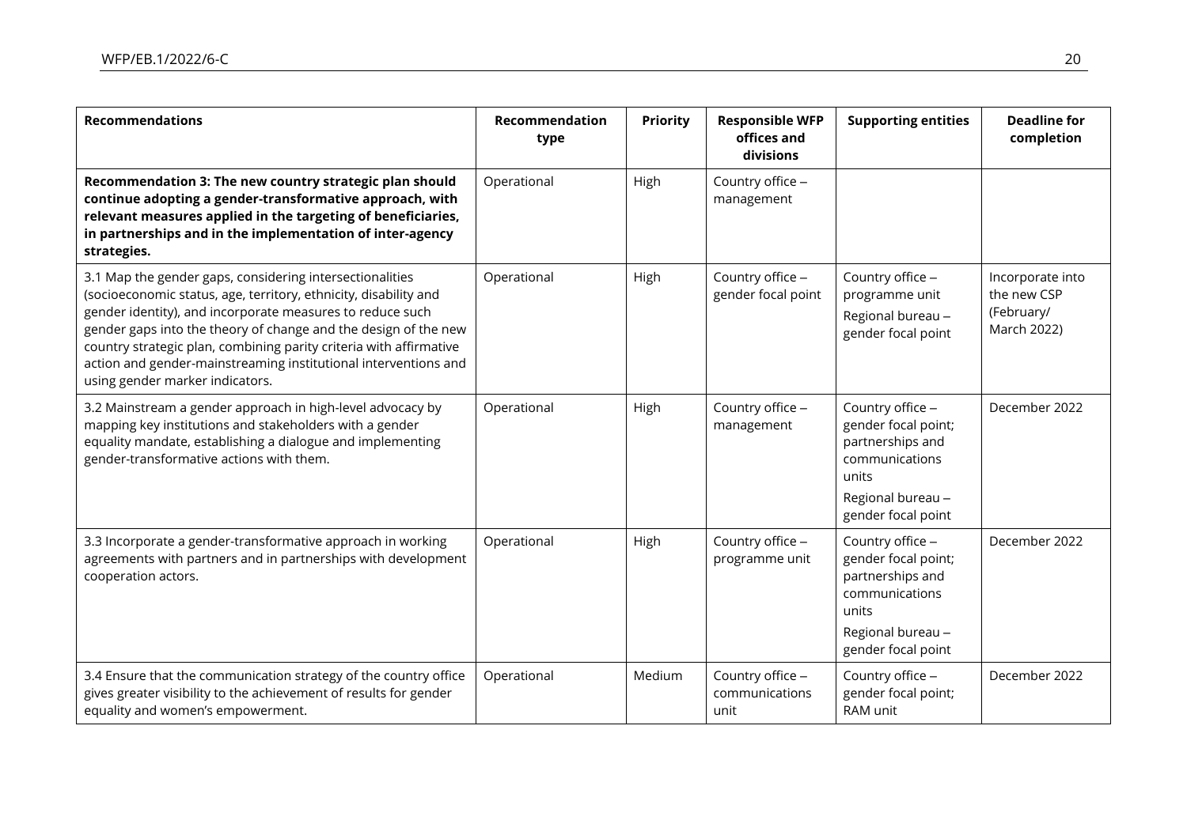| Recommendations | Recommendation type | Priority | Responsible WFP offices and divisions | Supporting entities | Deadline for completion |
|---|---|---|---|---|---|
| **Recommendation 3: The new country strategic plan should continue adopting a gender-transformative approach, with relevant measures applied in the targeting of beneficiaries, in partnerships and in the implementation of inter-agency strategies.** | Operational | High | Country office – management | | |
| 3.1 Map the gender gaps, considering intersectionalities (socioeconomic status, age, territory, ethnicity, disability and gender identity), and incorporate measures to reduce such gender gaps into the theory of change and the design of the new country strategic plan, combining parity criteria with affirmative action and gender-mainstreaming institutional interventions and using gender marker indicators. | Operational | High | Country office – gender focal point | Country office – programme unit<br>Regional bureau – gender focal point | Incorporate into the new CSP (February/ March 2022) |
| 3.2 Mainstream a gender approach in high-level advocacy by mapping key institutions and stakeholders with a gender equality mandate, establishing a dialogue and implementing gender-transformative actions with them. | Operational | High | Country office – management | Country office – gender focal point; partnerships and communications units<br>Regional bureau – gender focal point | December 2022 |
| 3.3 Incorporate a gender-transformative approach in working agreements with partners and in partnerships with development cooperation actors. | Operational | High | Country office – programme unit | Country office – gender focal point; partnerships and communications units<br>Regional bureau – gender focal point | December 2022 |
| 3.4 Ensure that the communication strategy of the country office gives greater visibility to the achievement of results for gender equality and women's empowerment. | Operational | Medium | Country office – communications unit | Country office – gender focal point; RAM unit | December 2022 |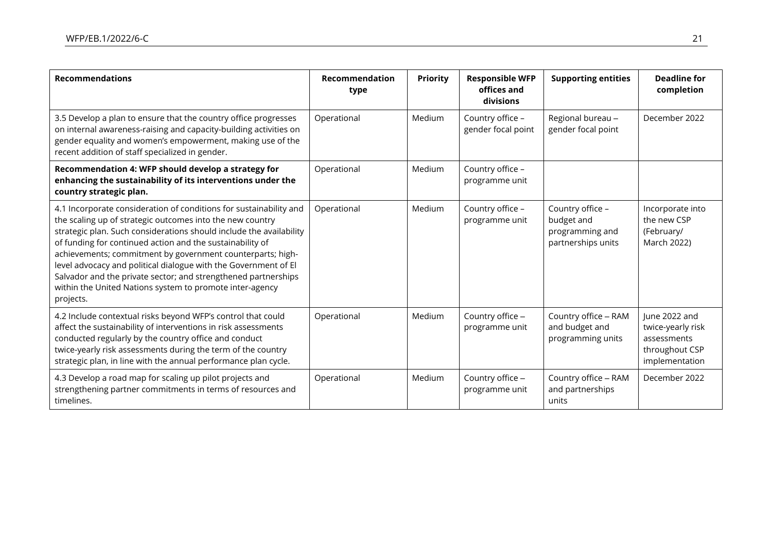| Recommendations | Recommendation type | Priority | Responsible WFP offices and divisions | Supporting entities | Deadline for completion |
|---|---|---|---|---|---|
| 3.5 Develop a plan to ensure that the country office progresses on internal awareness-raising and capacity-building activities on gender equality and women's empowerment, making use of the recent addition of staff specialized in gender. | Operational | Medium | Country office – gender focal point | Regional bureau – gender focal point | December 2022 |
| **Recommendation 4: WFP should develop a strategy for enhancing the sustainability of its interventions under the country strategic plan.** | Operational | Medium | Country office – programme unit | | |
| 4.1 Incorporate consideration of conditions for sustainability and the scaling up of strategic outcomes into the new country strategic plan. Such considerations should include the availability of funding for continued action and the sustainability of achievements; commitment by government counterparts; high-level advocacy and political dialogue with the Government of El Salvador and the private sector; and strengthened partnerships within the United Nations system to promote inter-agency projects. | Operational | Medium | Country office – programme unit | Country office – budget and programming and partnerships units | Incorporate into the new CSP (February/ March 2022) |
| 4.2 Include contextual risks beyond WFP's control that could affect the sustainability of interventions in risk assessments conducted regularly by the country office and conduct twice-yearly risk assessments during the term of the country strategic plan, in line with the annual performance plan cycle. | Operational | Medium | Country office – programme unit | Country office – RAM and budget and programming units | June 2022 and twice-yearly risk assessments throughout CSP implementation |
| 4.3 Develop a road map for scaling up pilot projects and strengthening partner commitments in terms of resources and timelines. | Operational | Medium | Country office – programme unit | Country office – RAM and partnerships units | December 2022 |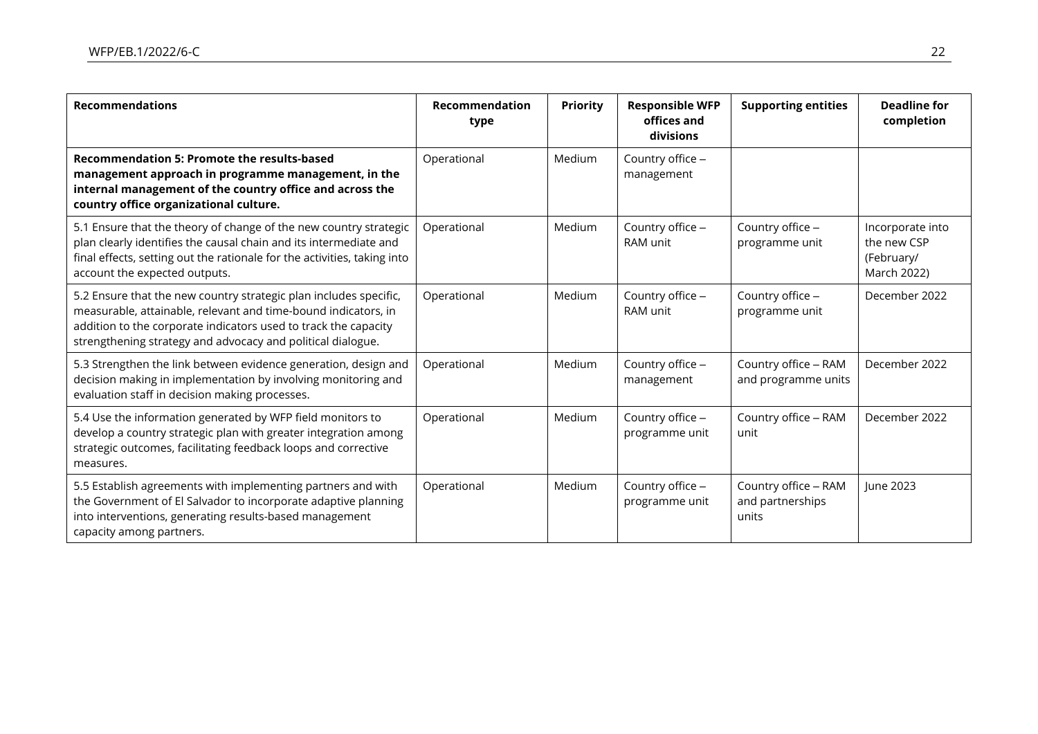| Recommendations | Recommendation type | Priority | Responsible WFP offices and divisions | Supporting entities | Deadline for completion |
|---|---|---|---|---|---|
| **Recommendation 5: Promote the results-based management approach in programme management, in the internal management of the country office and across the country office organizational culture.** | Operational | Medium | Country office – management | | |
| 5.1 Ensure that the theory of change of the new country strategic plan clearly identifies the causal chain and its intermediate and final effects, setting out the rationale for the activities, taking into account the expected outputs. | Operational | Medium | Country office – RAM unit | Country office – programme unit | Incorporate into the new CSP (February/ March 2022) |
| 5.2 Ensure that the new country strategic plan includes specific, measurable, attainable, relevant and time-bound indicators, in addition to the corporate indicators used to track the capacity strengthening strategy and advocacy and political dialogue. | Operational | Medium | Country office – RAM unit | Country office – programme unit | December 2022 |
| 5.3 Strengthen the link between evidence generation, design and decision making in implementation by involving monitoring and evaluation staff in decision making processes. | Operational | Medium | Country office – management | Country office – RAM and programme units | December 2022 |
| 5.4 Use the information generated by WFP field monitors to develop a country strategic plan with greater integration among strategic outcomes, facilitating feedback loops and corrective measures. | Operational | Medium | Country office – programme unit | Country office – RAM unit | December 2022 |
| 5.5 Establish agreements with implementing partners and with the Government of El Salvador to incorporate adaptive planning into interventions, generating results-based management capacity among partners. | Operational | Medium | Country office – programme unit | Country office – RAM and partnerships units | June 2023 |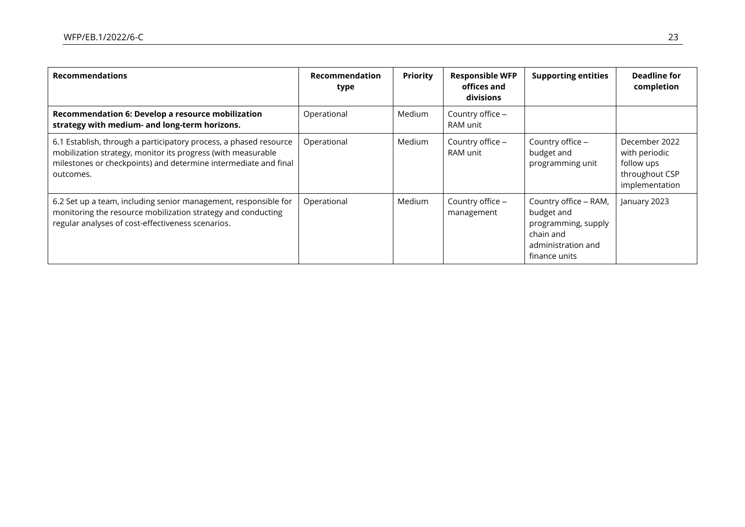| Recommendations | Recommendation type | Priority | Responsible WFP offices and divisions | Supporting entities | Deadline for completion |
|---|---|---|---|---|---|
| **Recommendation 6: Develop a resource mobilization strategy with medium- and long-term horizons.** | Operational | Medium | Country office – RAM unit | | |
| 6.1 Establish, through a participatory process, a phased resource mobilization strategy, monitor its progress (with measurable milestones or checkpoints) and determine intermediate and final outcomes. | Operational | Medium | Country office – RAM unit | Country office – budget and programming unit | December 2022 with periodic follow ups throughout CSP implementation |
| 6.2 Set up a team, including senior management, responsible for monitoring the resource mobilization strategy and conducting regular analyses of cost-effectiveness scenarios. | Operational | Medium | Country office – management | Country office – RAM, budget and programming, supply chain and administration and finance units | January 2023 |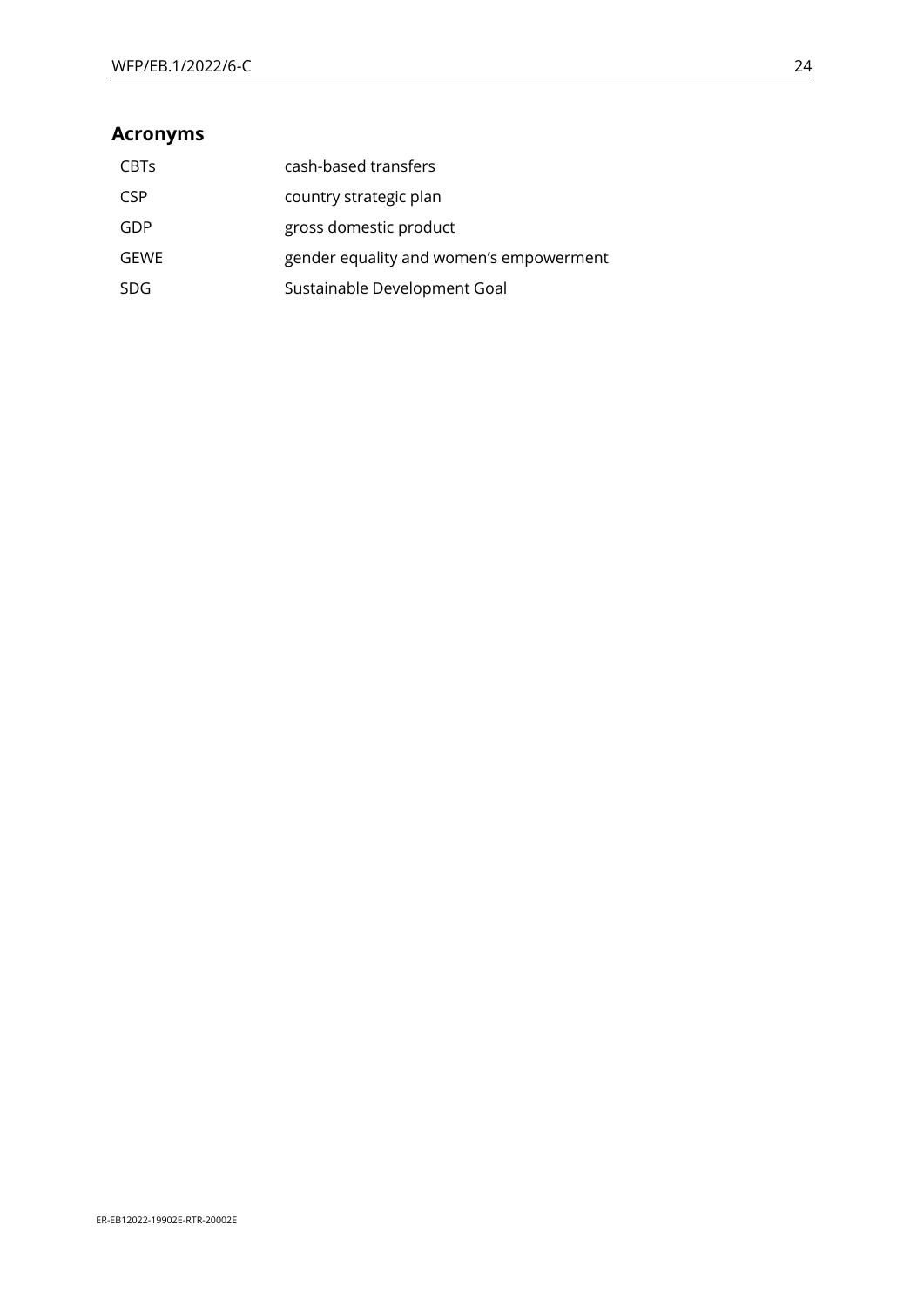## Acronyms

| | |
|---|---|
| CBTs | cash-based transfers |
| CSP | country strategic plan |
| GDP | gross domestic product |
| GEWE | gender equality and women's empowerment |
| SDG | Sustainable Development Goal |

ER-EB12022-19902E-RTR-20002E